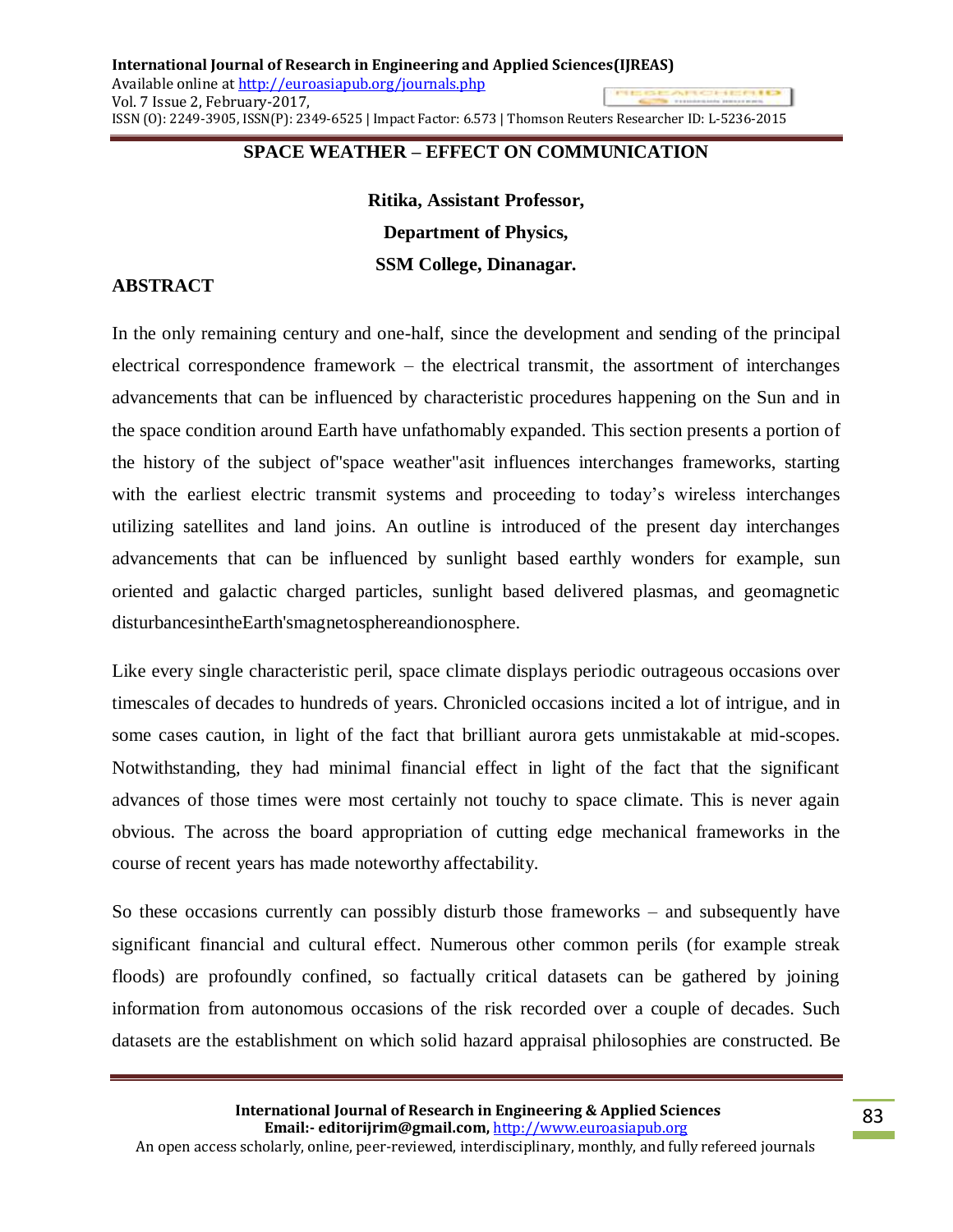# SPACE WEATHER – EFFECT ON COMMUNICATION

**Ritika, Assistant Professor,**

**Department of Physics,**

**SSM College, Dinanagar.**

## ABSTRACT

In the only remaining century and one-half, since the development and sending of the principal electrical correspondence framework – the electrical transmit, the assortment of interchanges advancements that can be influenced by characteristic procedures happening on the Sun and in the space condition around Earth have unfathomably expanded. This section presents a portion of the history of the subject of"space weather"asit influences interchanges frameworks, starting with the earliest electric transmit systems and proceeding to today's wireless interchanges utilizing satellites and land joins. An outline is introduced of the present day interchanges advancements that can be influenced by sunlight based earthly wonders for example, sun oriented and galactic charged particles, sunlight based delivered plasmas, and geomagnetic disturbancesintheEarth'smagnetosphereandionosphere.

Like every single characteristic peril, space climate displays periodic outrageous occasions over timescales of decades to hundreds of years. Chronicled occasions incited a lot of intrigue, and in some cases caution, in light of the fact that brilliant aurora gets unmistakable at mid-scopes. Notwithstanding, they had minimal financial effect in light of the fact that the significant advances of those times were most certainly not touchy to space climate. This is never again obvious. The across the board appropriation of cutting edge mechanical frameworks in the course of recent years has made noteworthy affectability.

So these occasions currently can possibly disturb those frameworks – and subsequently have significant financial and cultural effect. Numerous other common perils (for example streak floods) are profoundly confined, so factually critical datasets can be gathered by joining information from autonomous occasions of the risk recorded over a couple of decades. Such datasets are the establishment on which solid hazard appraisal philosophies are constructed. Be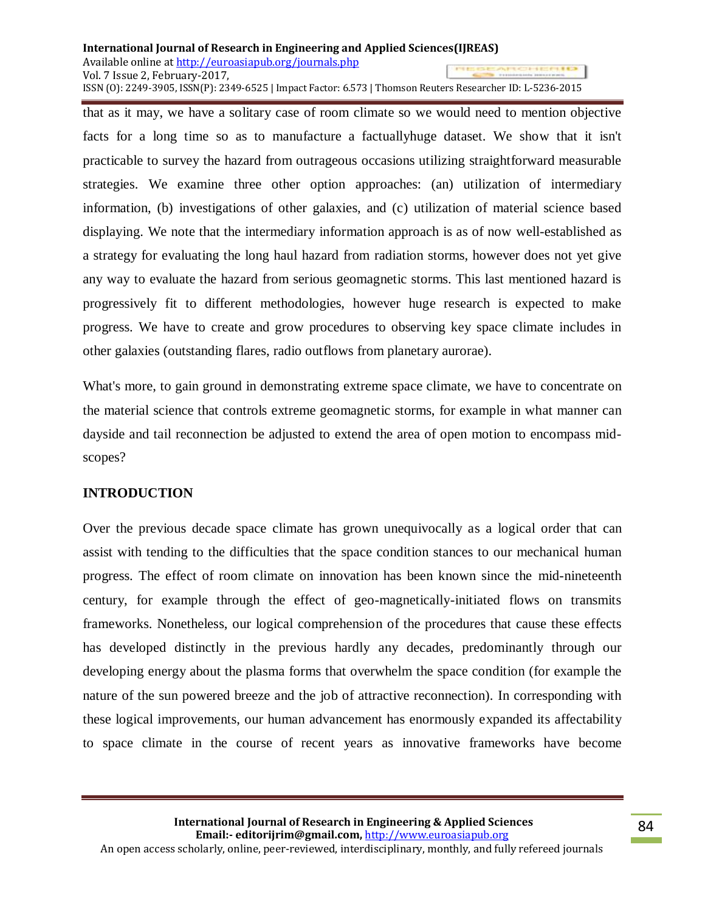that as it may, we have a solitary case of room climate so we would need to mention objective facts for a long time so as to manufacture a factuallyhuge dataset. We show that it isn't practicable to survey the hazard from outrageous occasions utilizing straightforward measurable strategies. We examine three other option approaches: (an) utilization of intermediary information, (b) investigations of other galaxies, and (c) utilization of material science based displaying. We note that the intermediary information approach is as of now well-established as a strategy for evaluating the long haul hazard from radiation storms, however does not yet give any way to evaluate the hazard from serious geomagnetic storms. This last mentioned hazard is progressively fit to different methodologies, however huge research is expected to make progress. We have to create and grow procedures to observing key space climate includes in other galaxies (outstanding flares, radio outflows from planetary aurorae).

What's more, to gain ground in demonstrating extreme space climate, we have to concentrate on the material science that controls extreme geomagnetic storms, for example in what manner can dayside and tail reconnection be adjusted to extend the area of open motion to encompass mid-scopes?

## INTRODUCTION

Over the previous decade space climate has grown unequivocally as a logical order that can assist with tending to the difficulties that the space condition stances to our mechanical human progress. The effect of room climate on innovation has been known since the mid-nineteenth century, for example through the effect of geo-magnetically-initiated flows on transmits frameworks. Nonetheless, our logical comprehension of the procedures that cause these effects has developed distinctly in the previous hardly any decades, predominantly through our developing energy about the plasma forms that overwhelm the space condition (for example the nature of the sun powered breeze and the job of attractive reconnection). In corresponding with these logical improvements, our human advancement has enormously expanded its affectability to space climate in the course of recent years as innovative frameworks have become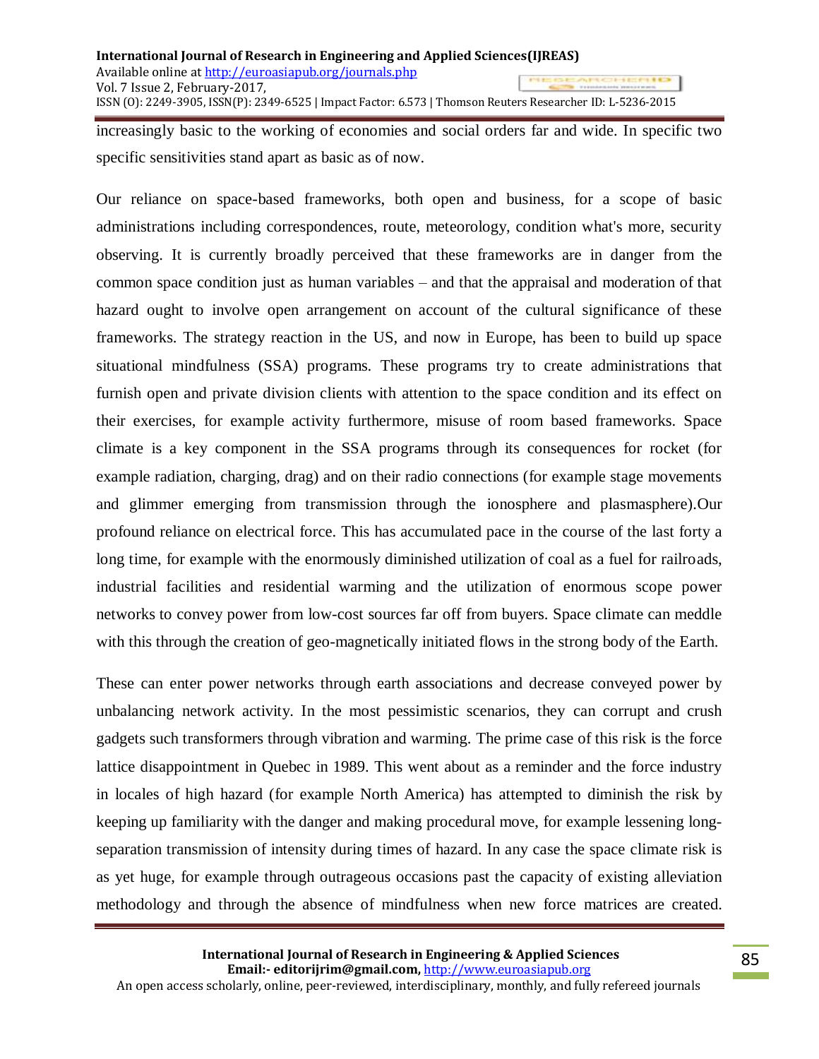increasingly basic to the working of economies and social orders far and wide. In specific two specific sensitivities stand apart as basic as of now.

Our reliance on space-based frameworks, both open and business, for a scope of basic administrations including correspondences, route, meteorology, condition what's more, security observing. It is currently broadly perceived that these frameworks are in danger from the common space condition just as human variables – and that the appraisal and moderation of that hazard ought to involve open arrangement on account of the cultural significance of these frameworks. The strategy reaction in the US, and now in Europe, has been to build up space situational mindfulness (SSA) programs. These programs try to create administrations that furnish open and private division clients with attention to the space condition and its effect on their exercises, for example activity furthermore, misuse of room based frameworks. Space climate is a key component in the SSA programs through its consequences for rocket (for example radiation, charging, drag) and on their radio connections (for example stage movements and glimmer emerging from transmission through the ionosphere and plasmasphere).Our profound reliance on electrical force. This has accumulated pace in the course of the last forty a long time, for example with the enormously diminished utilization of coal as a fuel for railroads, industrial facilities and residential warming and the utilization of enormous scope power networks to convey power from low-cost sources far off from buyers. Space climate can meddle with this through the creation of geo-magnetically initiated flows in the strong body of the Earth.

These can enter power networks through earth associations and decrease conveyed power by unbalancing network activity. In the most pessimistic scenarios, they can corrupt and crush gadgets such transformers through vibration and warming. The prime case of this risk is the force lattice disappointment in Quebec in 1989. This went about as a reminder and the force industry in locales of high hazard (for example North America) has attempted to diminish the risk by keeping up familiarity with the danger and making procedural move, for example lessening long-separation transmission of intensity during times of hazard. In any case the space climate risk is as yet huge, for example through outrageous occasions past the capacity of existing alleviation methodology and through the absence of mindfulness when new force matrices are created.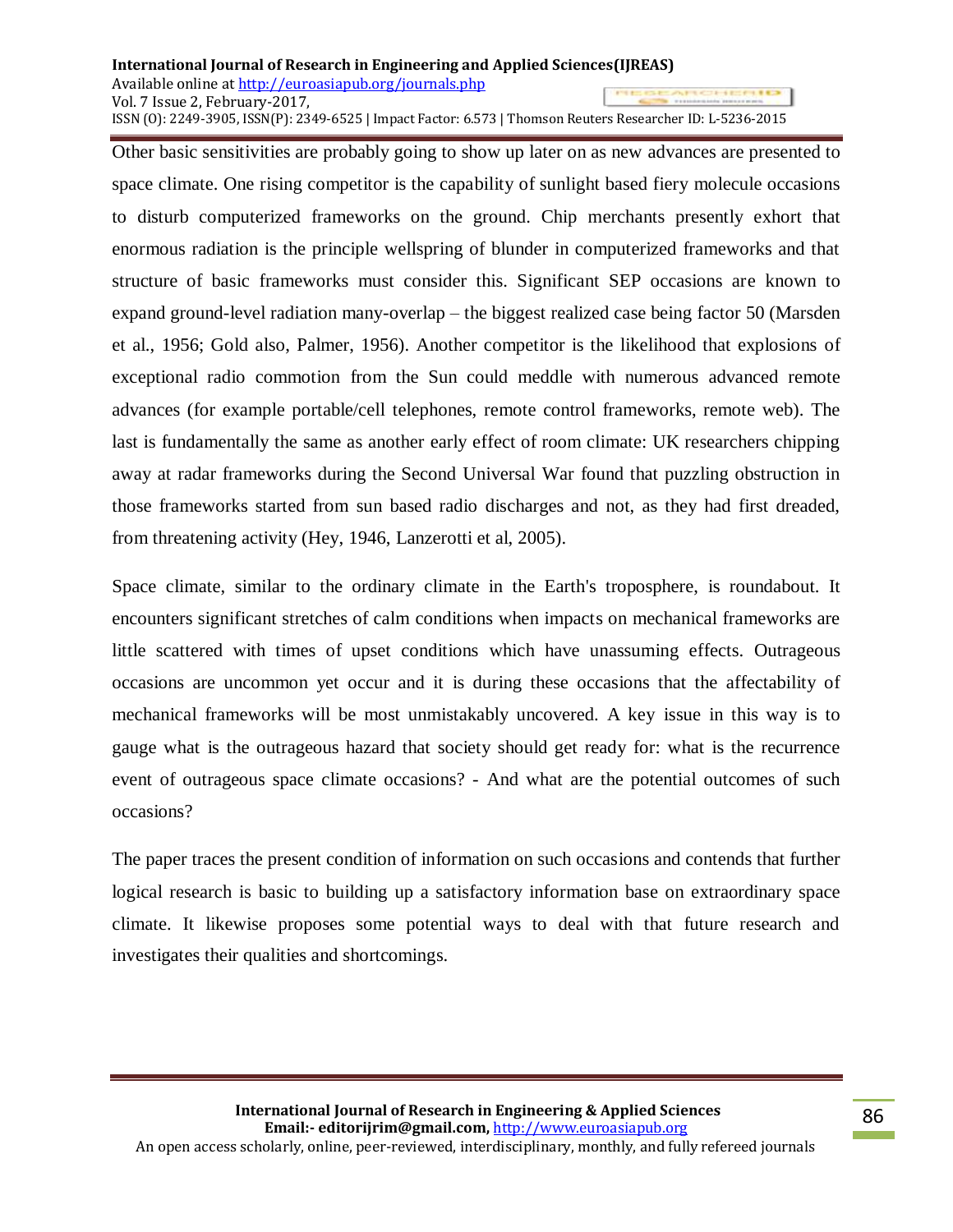Other basic sensitivities are probably going to show up later on as new advances are presented to space climate. One rising competitor is the capability of sunlight based fiery molecule occasions to disturb computerized frameworks on the ground. Chip merchants presently exhort that enormous radiation is the principle wellspring of blunder in computerized frameworks and that structure of basic frameworks must consider this. Significant SEP occasions are known to expand ground-level radiation many-overlap – the biggest realized case being factor 50 (Marsden et al., 1956; Gold also, Palmer, 1956). Another competitor is the likelihood that explosions of exceptional radio commotion from the Sun could meddle with numerous advanced remote advances (for example portable/cell telephones, remote control frameworks, remote web). The last is fundamentally the same as another early effect of room climate: UK researchers chipping away at radar frameworks during the Second Universal War found that puzzling obstruction in those frameworks started from sun based radio discharges and not, as they had first dreaded, from threatening activity (Hey, 1946, Lanzerotti et al, 2005).

Space climate, similar to the ordinary climate in the Earth's troposphere, is roundabout. It encounters significant stretches of calm conditions when impacts on mechanical frameworks are little scattered with times of upset conditions which have unassuming effects. Outrageous occasions are uncommon yet occur and it is during these occasions that the affectability of mechanical frameworks will be most unmistakably uncovered. A key issue in this way is to gauge what is the outrageous hazard that society should get ready for: what is the recurrence event of outrageous space climate occasions? - And what are the potential outcomes of such occasions?

The paper traces the present condition of information on such occasions and contends that further logical research is basic to building up a satisfactory information base on extraordinary space climate. It likewise proposes some potential ways to deal with that future research and investigates their qualities and shortcomings.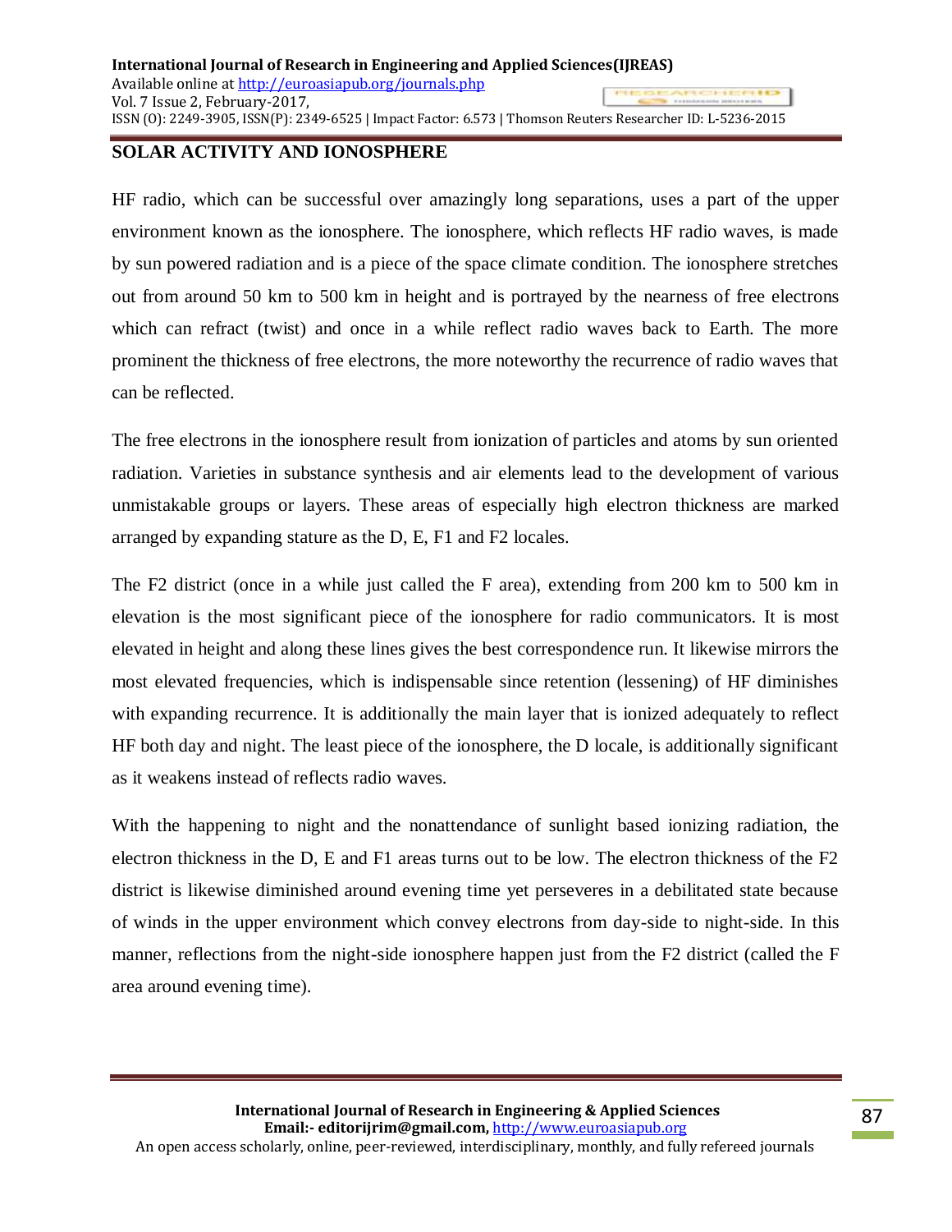## SOLAR ACTIVITY AND IONOSPHERE

HF radio, which can be successful over amazingly long separations, uses a part of the upper environment known as the ionosphere. The ionosphere, which reflects HF radio waves, is made by sun powered radiation and is a piece of the space climate condition. The ionosphere stretches out from around 50 km to 500 km in height and is portrayed by the nearness of free electrons which can refract (twist) and once in a while reflect radio waves back to Earth. The more prominent the thickness of free electrons, the more noteworthy the recurrence of radio waves that can be reflected.

The free electrons in the ionosphere result from ionization of particles and atoms by sun oriented radiation. Varieties in substance synthesis and air elements lead to the development of various unmistakable groups or layers. These areas of especially high electron thickness are marked arranged by expanding stature as the D, E, F1 and F2 locales.

The F2 district (once in a while just called the F area), extending from 200 km to 500 km in elevation is the most significant piece of the ionosphere for radio communicators. It is most elevated in height and along these lines gives the best correspondence run. It likewise mirrors the most elevated frequencies, which is indispensable since retention (lessening) of HF diminishes with expanding recurrence. It is additionally the main layer that is ionized adequately to reflect HF both day and night. The least piece of the ionosphere, the D locale, is additionally significant as it weakens instead of reflects radio waves.

With the happening to night and the nonattendance of sunlight based ionizing radiation, the electron thickness in the D, E and F1 areas turns out to be low. The electron thickness of the F2 district is likewise diminished around evening time yet perseveres in a debilitated state because of winds in the upper environment which convey electrons from day-side to night-side. In this manner, reflections from the night-side ionosphere happen just from the F2 district (called the F area around evening time).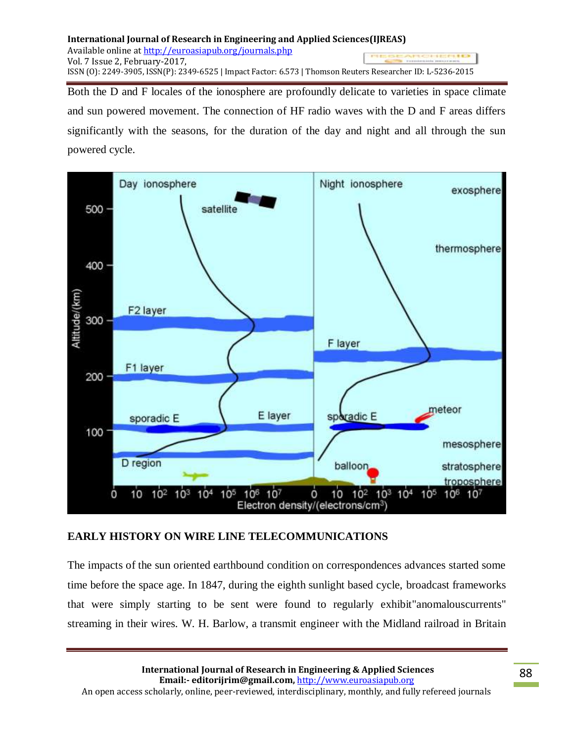Both the D and F locales of the ionosphere are profoundly delicate to varieties in space climate and sun powered movement. The connection of HF radio waves with the D and F areas differs significantly with the seasons, for the duration of the day and night and all through the sun powered cycle.

## EARLY HISTORY ON WIRE LINE TELECOMMUNICATIONS

The impacts of the sun oriented earthbound condition on correspondences advances started some time before the space age. In 1847, during the eighth sunlight based cycle, broadcast frameworks that were simply starting to be sent were found to regularly exhibit"anomalouscurrents" streaming in their wires. W. H. Barlow, a transmit engineer with the Midland railroad in Britain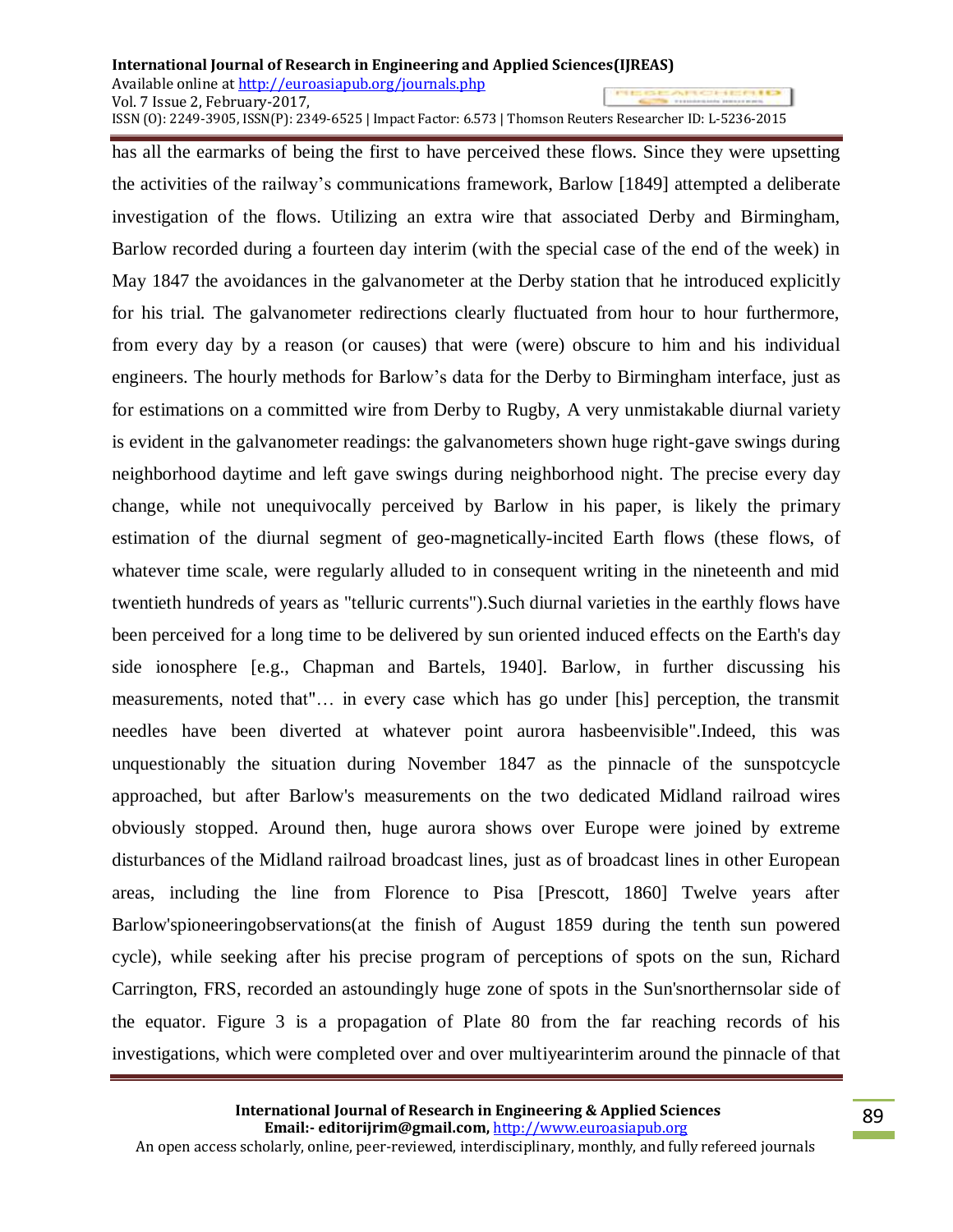has all the earmarks of being the first to have perceived these flows. Since they were upsetting the activities of the railway's communications framework, Barlow [1849] attempted a deliberate investigation of the flows. Utilizing an extra wire that associated Derby and Birmingham, Barlow recorded during a fourteen day interim (with the special case of the end of the week) in May 1847 the avoidances in the galvanometer at the Derby station that he introduced explicitly for his trial. The galvanometer redirections clearly fluctuated from hour to hour furthermore, from every day by a reason (or causes) that were (were) obscure to him and his individual engineers. The hourly methods for Barlow's data for the Derby to Birmingham interface, just as for estimations on a committed wire from Derby to Rugby, A very unmistakable diurnal variety is evident in the galvanometer readings: the galvanometers shown huge right-gave swings during neighborhood daytime and left gave swings during neighborhood night. The precise every day change, while not unequivocally perceived by Barlow in his paper, is likely the primary estimation of the diurnal segment of geo-magnetically-incited Earth flows (these flows, of whatever time scale, were regularly alluded to in consequent writing in the nineteenth and mid twentieth hundreds of years as "telluric currents").Such diurnal varieties in the earthly flows have been perceived for a long time to be delivered by sun oriented induced effects on the Earth's day side ionosphere [e.g., Chapman and Bartels, 1940]. Barlow, in further discussing his measurements, noted that"… in every case which has go under [his] perception, the transmit needles have been diverted at whatever point aurora hasbeenvisible".Indeed, this was unquestionably the situation during November 1847 as the pinnacle of the sunspotcycle approached, but after Barlow's measurements on the two dedicated Midland railroad wires obviously stopped. Around then, huge aurora shows over Europe were joined by extreme disturbances of the Midland railroad broadcast lines, just as of broadcast lines in other European areas, including the line from Florence to Pisa [Prescott, 1860] Twelve years after Barlow'spioneeringobservations(at the finish of August 1859 during the tenth sun powered cycle), while seeking after his precise program of perceptions of spots on the sun, Richard Carrington, FRS, recorded an astoundingly huge zone of spots in the Sun'snorthernsolar side of the equator. Figure 3 is a propagation of Plate 80 from the far reaching records of his investigations, which were completed over and over multiyearinterim around the pinnacle of that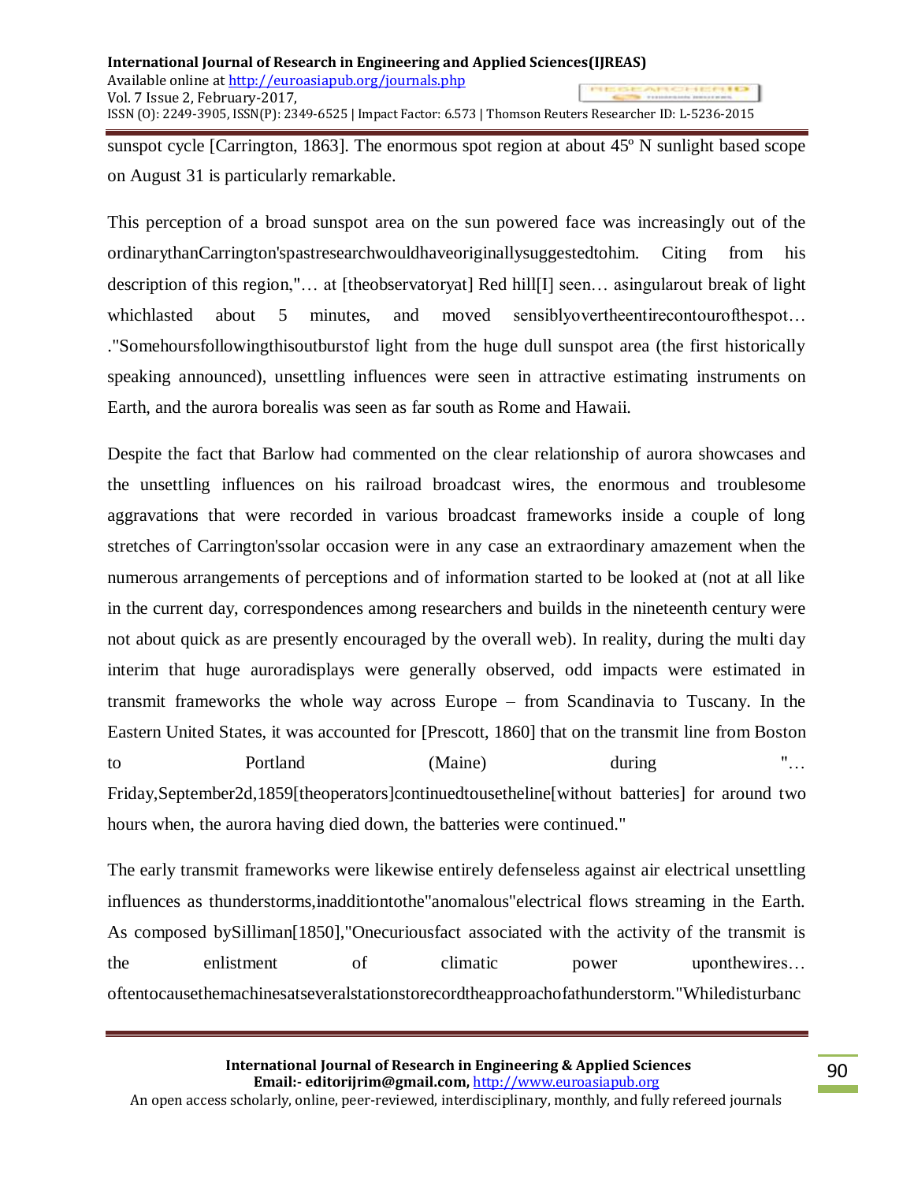sunspot cycle [Carrington, 1863]. The enormous spot region at about 45º N sunlight based scope on August 31 is particularly remarkable.

This perception of a broad sunspot area on the sun powered face was increasingly out of the ordinarythanCarrington'spastresearchwouldhaveoriginallysuggestedtohim. Citing from his description of this region,"… at [theobservatoryat] Red hill[I] seen… asingularout break of light whichlasted about 5 minutes, and moved sensiblyovertheentirecontourofthespot… ."Somehoursfollowingthisoutburstof light from the huge dull sunspot area (the first historically speaking announced), unsettling influences were seen in attractive estimating instruments on Earth, and the aurora borealis was seen as far south as Rome and Hawaii.

Despite the fact that Barlow had commented on the clear relationship of aurora showcases and the unsettling influences on his railroad broadcast wires, the enormous and troublesome aggravations that were recorded in various broadcast frameworks inside a couple of long stretches of Carrington'ssolar occasion were in any case an extraordinary amazement when the numerous arrangements of perceptions and of information started to be looked at (not at all like in the current day, correspondences among researchers and builds in the nineteenth century were not about quick as are presently encouraged by the overall web). In reality, during the multi day interim that huge auroradisplays were generally observed, odd impacts were estimated in transmit frameworks the whole way across Europe – from Scandinavia to Tuscany. In the Eastern United States, it was accounted for [Prescott, 1860] that on the transmit line from Boston to Portland (Maine) during "… Friday,September2d,1859[theoperators]continuedtousetheline[without batteries] for around two hours when, the aurora having died down, the batteries were continued."

The early transmit frameworks were likewise entirely defenseless against air electrical unsettling influences as thunderstorms,inadditiontothe"anomalous"electrical flows streaming in the Earth. As composed bySilliman[1850],"Onecuriousfact associated with the activity of the transmit is the enlistment of climatic power uponthewires… oftentocausethemachinesatseveralstationstorecordtheapproachofathunderstorm."Whiledisturbanc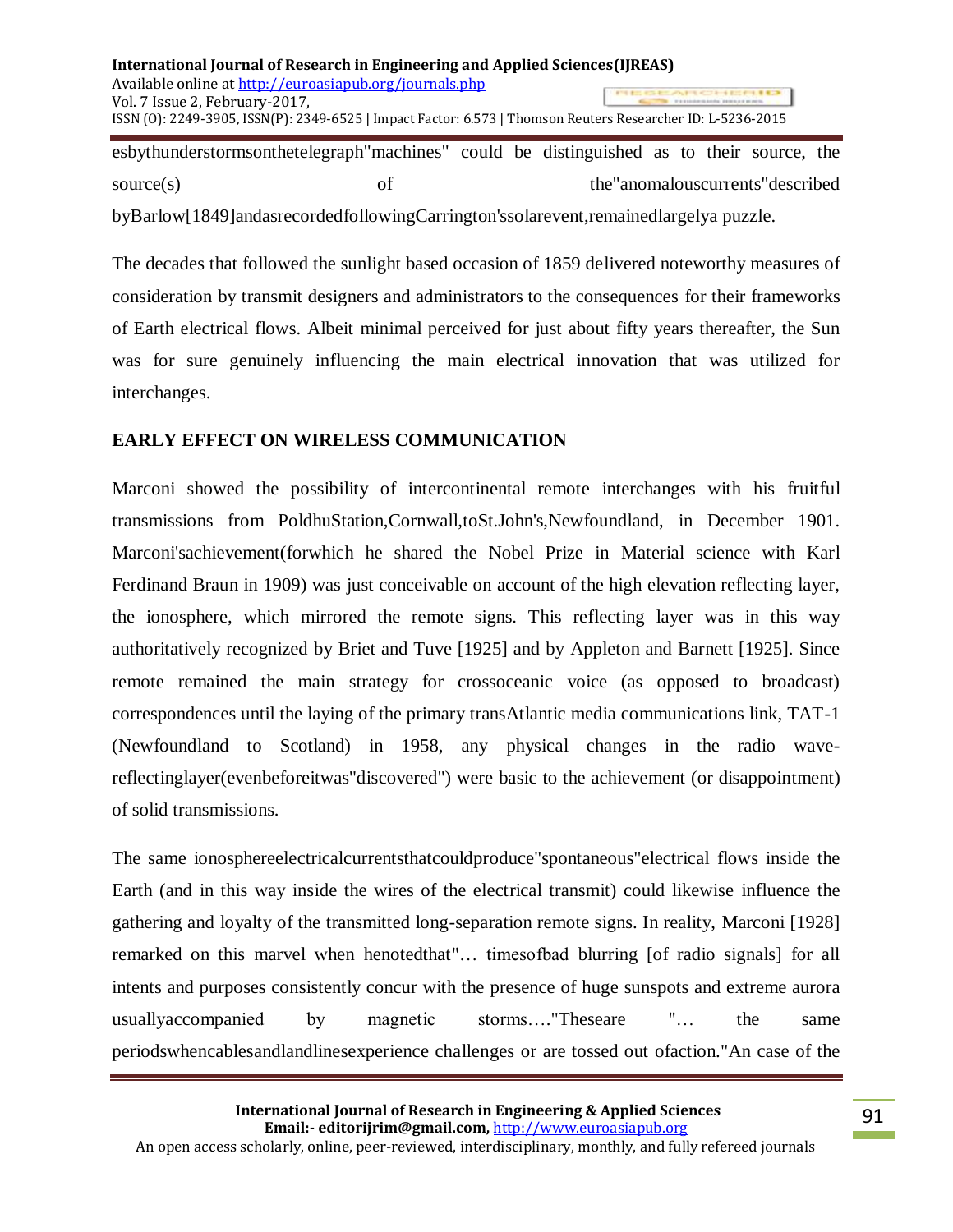esbythunderstormsonthetelegraph"machines" could be distinguished as to their source, the source(s) of the"anomalouscurrents"described byBarlow[1849]andasrecordedfollowingCarrington'ssolarevent,remainedlargelya puzzle.

The decades that followed the sunlight based occasion of 1859 delivered noteworthy measures of consideration by transmit designers and administrators to the consequences for their frameworks of Earth electrical flows. Albeit minimal perceived for just about fifty years thereafter, the Sun was for sure genuinely influencing the main electrical innovation that was utilized for interchanges.

## EARLY EFFECT ON WIRELESS COMMUNICATION

Marconi showed the possibility of intercontinental remote interchanges with his fruitful transmissions from PoldhuStation,Cornwall,toSt.John's,Newfoundland, in December 1901. Marconi'sachievement(forwhich he shared the Nobel Prize in Material science with Karl Ferdinand Braun in 1909) was just conceivable on account of the high elevation reflecting layer, the ionosphere, which mirrored the remote signs. This reflecting layer was in this way authoritatively recognized by Briet and Tuve [1925] and by Appleton and Barnett [1925]. Since remote remained the main strategy for crossoceanic voice (as opposed to broadcast) correspondences until the laying of the primary transAtlantic media communications link, TAT-1 (Newfoundland to Scotland) in 1958, any physical changes in the radio wave-reflectinglayer(evenbeforeitwas"discovered") were basic to the achievement (or disappointment) of solid transmissions.

The same ionosphereelectricalcurrentsthatcouldproduce"spontaneous"electrical flows inside the Earth (and in this way inside the wires of the electrical transmit) could likewise influence the gathering and loyalty of the transmitted long-separation remote signs. In reality, Marconi [1928] remarked on this marvel when henotedthat"… timesofbad blurring [of radio signals] for all intents and purposes consistently concur with the presence of huge sunspots and extreme aurora usuallyaccompanied by magnetic storms…."Theseare "… the same periodswhencablesandlandlinesexperience challenges or are tossed out ofaction."An case of the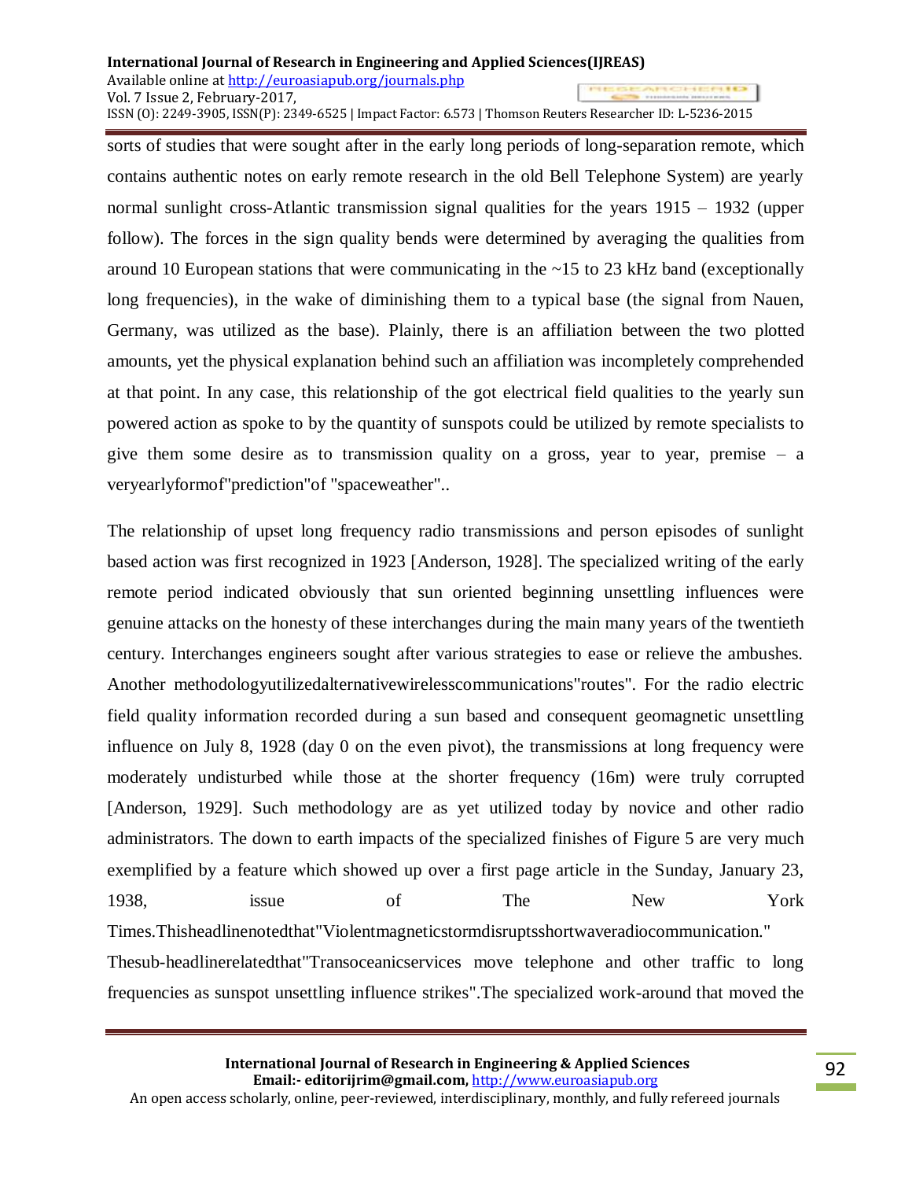sorts of studies that were sought after in the early long periods of long-separation remote, which contains authentic notes on early remote research in the old Bell Telephone System) are yearly normal sunlight cross-Atlantic transmission signal qualities for the years 1915 – 1932 (upper follow). The forces in the sign quality bends were determined by averaging the qualities from around 10 European stations that were communicating in the ~15 to 23 kHz band (exceptionally long frequencies), in the wake of diminishing them to a typical base (the signal from Nauen, Germany, was utilized as the base). Plainly, there is an affiliation between the two plotted amounts, yet the physical explanation behind such an affiliation was incompletely comprehended at that point. In any case, this relationship of the got electrical field qualities to the yearly sun powered action as spoke to by the quantity of sunspots could be utilized by remote specialists to give them some desire as to transmission quality on a gross, year to year, premise – a veryearlyformof"prediction"of "spaceweather"..

The relationship of upset long frequency radio transmissions and person episodes of sunlight based action was first recognized in 1923 [Anderson, 1928]. The specialized writing of the early remote period indicated obviously that sun oriented beginning unsettling influences were genuine attacks on the honesty of these interchanges during the main many years of the twentieth century. Interchanges engineers sought after various strategies to ease or relieve the ambushes. Another methodologyutilizedalternativewirelesscommunications"routes". For the radio electric field quality information recorded during a sun based and consequent geomagnetic unsettling influence on July 8, 1928 (day 0 on the even pivot), the transmissions at long frequency were moderately undisturbed while those at the shorter frequency (16m) were truly corrupted [Anderson, 1929]. Such methodology are as yet utilized today by novice and other radio administrators. The down to earth impacts of the specialized finishes of Figure 5 are very much exemplified by a feature which showed up over a first page article in the Sunday, January 23, 1938, issue of The New York Times.Thisheadlinenotedthat"Violentmagneticstormdisruptsshortwaveradiocommunication." Thesub-headlinerelatedthat"Transoceanicservices move telephone and other traffic to long frequencies as sunspot unsettling influence strikes".The specialized work-around that moved the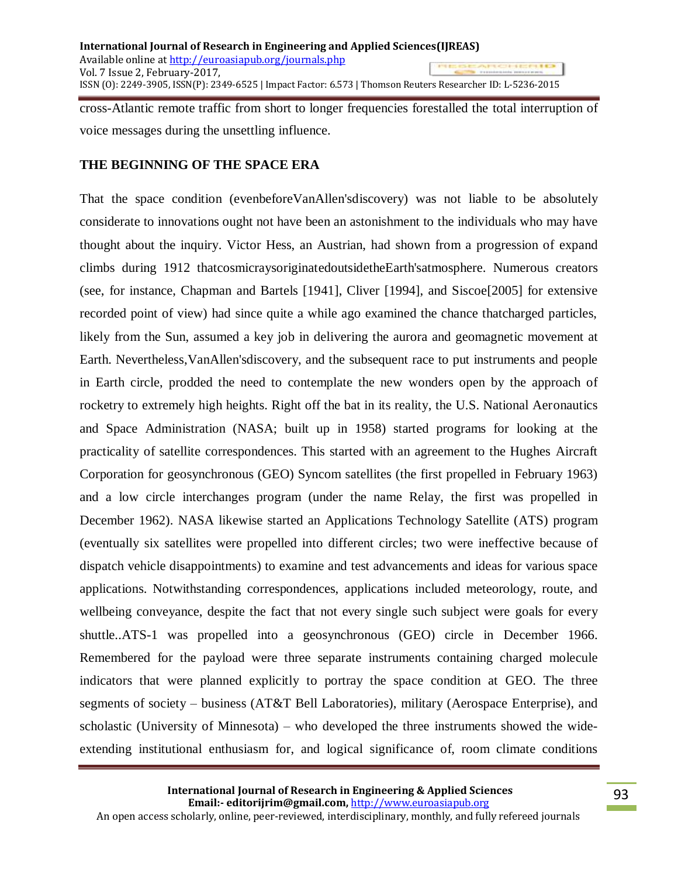cross-Atlantic remote traffic from short to longer frequencies forestalled the total interruption of voice messages during the unsettling influence.

## THE BEGINNING OF THE SPACE ERA

That the space condition (evenbeforeVanAllen'sdiscovery) was not liable to be absolutely considerate to innovations ought not have been an astonishment to the individuals who may have thought about the inquiry. Victor Hess, an Austrian, had shown from a progression of expand climbs during 1912 thatcosmicraysoriginatedoutsidetheEarth'satmosphere. Numerous creators (see, for instance, Chapman and Bartels [1941], Cliver [1994], and Siscoe[2005] for extensive recorded point of view) had since quite a while ago examined the chance thatcharged particles, likely from the Sun, assumed a key job in delivering the aurora and geomagnetic movement at Earth. Nevertheless,VanAllen'sdiscovery, and the subsequent race to put instruments and people in Earth circle, prodded the need to contemplate the new wonders open by the approach of rocketry to extremely high heights. Right off the bat in its reality, the U.S. National Aeronautics and Space Administration (NASA; built up in 1958) started programs for looking at the practicality of satellite correspondences. This started with an agreement to the Hughes Aircraft Corporation for geosynchronous (GEO) Syncom satellites (the first propelled in February 1963) and a low circle interchanges program (under the name Relay, the first was propelled in December 1962). NASA likewise started an Applications Technology Satellite (ATS) program (eventually six satellites were propelled into different circles; two were ineffective because of dispatch vehicle disappointments) to examine and test advancements and ideas for various space applications. Notwithstanding correspondences, applications included meteorology, route, and wellbeing conveyance, despite the fact that not every single such subject were goals for every shuttle..ATS-1 was propelled into a geosynchronous (GEO) circle in December 1966. Remembered for the payload were three separate instruments containing charged molecule indicators that were planned explicitly to portray the space condition at GEO. The three segments of society – business (AT&T Bell Laboratories), military (Aerospace Enterprise), and scholastic (University of Minnesota) – who developed the three instruments showed the wide-extending institutional enthusiasm for, and logical significance of, room climate conditions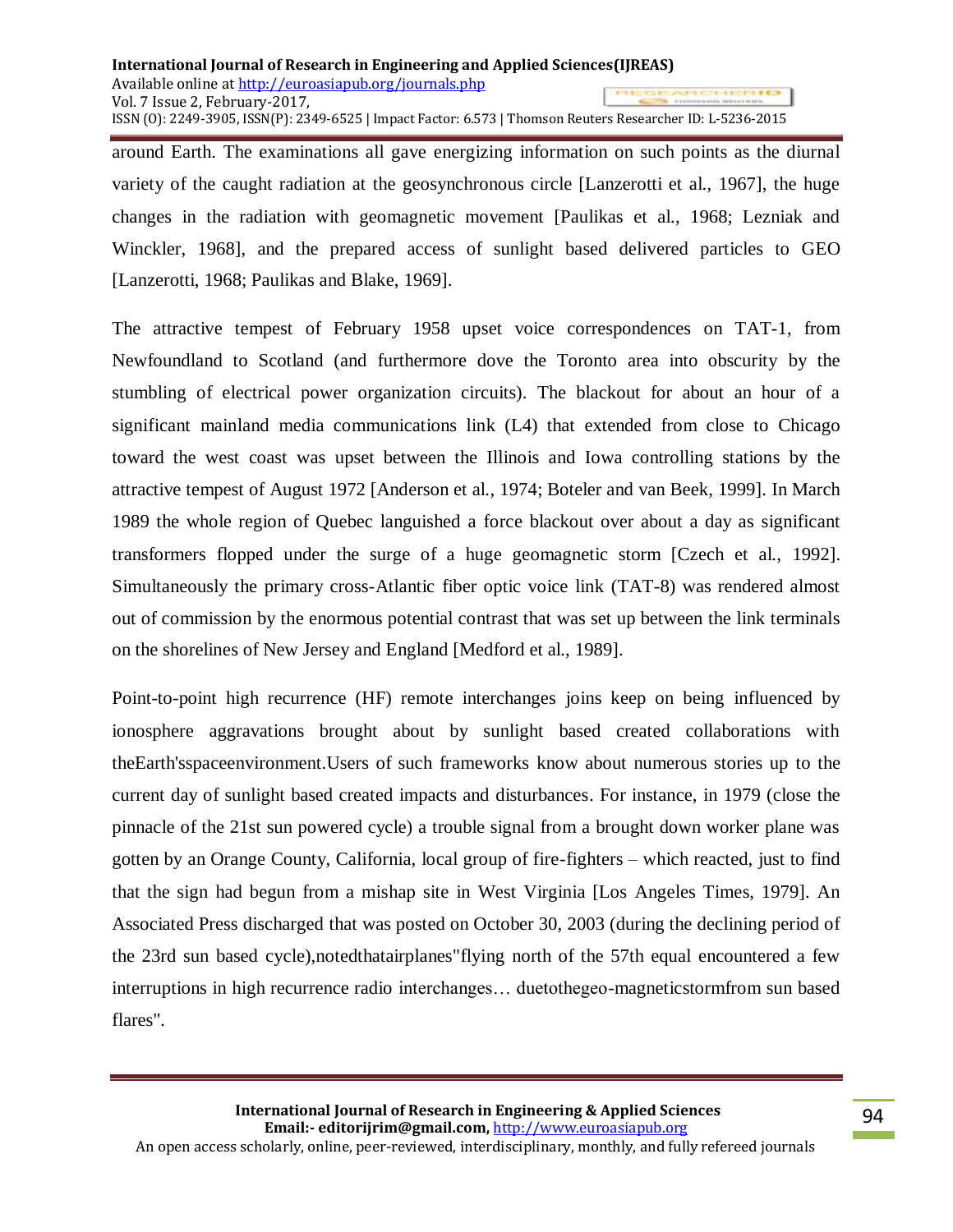around Earth. The examinations all gave energizing information on such points as the diurnal variety of the caught radiation at the geosynchronous circle [Lanzerotti et al., 1967], the huge changes in the radiation with geomagnetic movement [Paulikas et al., 1968; Lezniak and Winckler, 1968], and the prepared access of sunlight based delivered particles to GEO [Lanzerotti, 1968; Paulikas and Blake, 1969].

The attractive tempest of February 1958 upset voice correspondences on TAT-1, from Newfoundland to Scotland (and furthermore dove the Toronto area into obscurity by the stumbling of electrical power organization circuits). The blackout for about an hour of a significant mainland media communications link (L4) that extended from close to Chicago toward the west coast was upset between the Illinois and Iowa controlling stations by the attractive tempest of August 1972 [Anderson et al., 1974; Boteler and van Beek, 1999]. In March 1989 the whole region of Quebec languished a force blackout over about a day as significant transformers flopped under the surge of a huge geomagnetic storm [Czech et al., 1992]. Simultaneously the primary cross-Atlantic fiber optic voice link (TAT-8) was rendered almost out of commission by the enormous potential contrast that was set up between the link terminals on the shorelines of New Jersey and England [Medford et al., 1989].

Point-to-point high recurrence (HF) remote interchanges joins keep on being influenced by ionosphere aggravations brought about by sunlight based created collaborations with theEarth'sspaceenvironment.Users of such frameworks know about numerous stories up to the current day of sunlight based created impacts and disturbances. For instance, in 1979 (close the pinnacle of the 21st sun powered cycle) a trouble signal from a brought down worker plane was gotten by an Orange County, California, local group of fire-fighters – which reacted, just to find that the sign had begun from a mishap site in West Virginia [Los Angeles Times, 1979]. An Associated Press discharged that was posted on October 30, 2003 (during the declining period of the 23rd sun based cycle),notedthatairplanes"flying north of the 57th equal encountered a few interruptions in high recurrence radio interchanges… duetothegeo-magneticstormfrom sun based flares".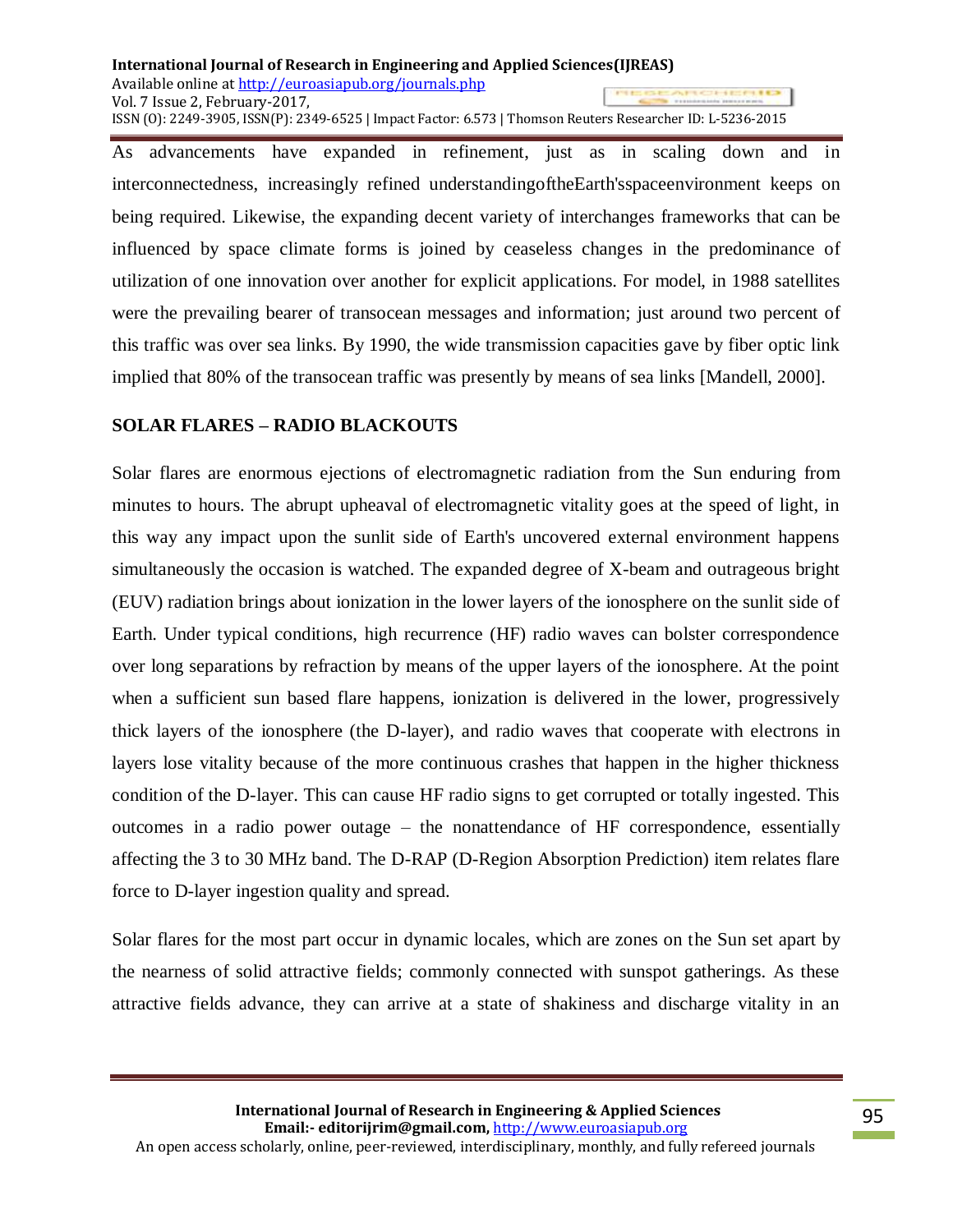As advancements have expanded in refinement, just as in scaling down and in interconnectedness, increasingly refined understandingoftheEarth'sspaceenvironment keeps on being required. Likewise, the expanding decent variety of interchanges frameworks that can be influenced by space climate forms is joined by ceaseless changes in the predominance of utilization of one innovation over another for explicit applications. For model, in 1988 satellites were the prevailing bearer of transocean messages and information; just around two percent of this traffic was over sea links. By 1990, the wide transmission capacities gave by fiber optic link implied that 80% of the transocean traffic was presently by means of sea links [Mandell, 2000].

## SOLAR FLARES – RADIO BLACKOUTS

Solar flares are enormous ejections of electromagnetic radiation from the Sun enduring from minutes to hours. The abrupt upheaval of electromagnetic vitality goes at the speed of light, in this way any impact upon the sunlit side of Earth's uncovered external environment happens simultaneously the occasion is watched. The expanded degree of X-beam and outrageous bright (EUV) radiation brings about ionization in the lower layers of the ionosphere on the sunlit side of Earth. Under typical conditions, high recurrence (HF) radio waves can bolster correspondence over long separations by refraction by means of the upper layers of the ionosphere. At the point when a sufficient sun based flare happens, ionization is delivered in the lower, progressively thick layers of the ionosphere (the D-layer), and radio waves that cooperate with electrons in layers lose vitality because of the more continuous crashes that happen in the higher thickness condition of the D-layer. This can cause HF radio signs to get corrupted or totally ingested. This outcomes in a radio power outage – the nonattendance of HF correspondence, essentially affecting the 3 to 30 MHz band. The D-RAP (D-Region Absorption Prediction) item relates flare force to D-layer ingestion quality and spread.

Solar flares for the most part occur in dynamic locales, which are zones on the Sun set apart by the nearness of solid attractive fields; commonly connected with sunspot gatherings. As these attractive fields advance, they can arrive at a state of shakiness and discharge vitality in an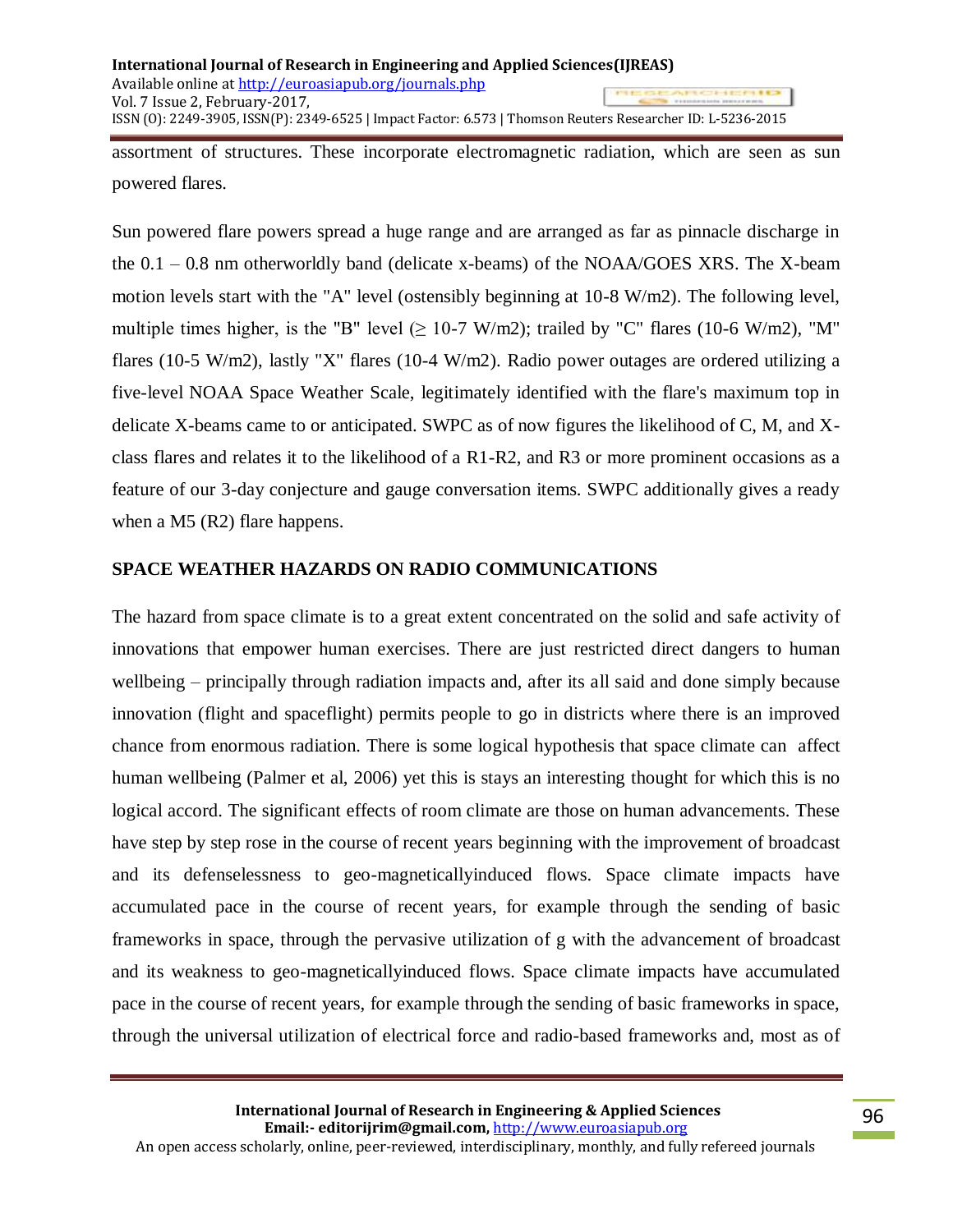assortment of structures. These incorporate electromagnetic radiation, which are seen as sun powered flares.

Sun powered flare powers spread a huge range and are arranged as far as pinnacle discharge in the 0.1 – 0.8 nm otherworldly band (delicate x-beams) of the NOAA/GOES XRS. The X-beam motion levels start with the "A" level (ostensibly beginning at $10^{-8}$ W/m2). The following level, multiple times higher, is the "B" level ($\geq 10^{-7}$ W/m2); trailed by "C" flares ($10^{-6}$ W/m2), "M" flares ($10^{-5}$ W/m2), lastly "X" flares ($10^{-4}$ W/m2). Radio power outages are ordered utilizing a five-level NOAA Space Weather Scale, legitimately identified with the flare's maximum top in delicate X-beams came to or anticipated. SWPC as of now figures the likelihood of C, M, and X-class flares and relates it to the likelihood of a R1-R2, and R3 or more prominent occasions as a feature of our 3-day conjecture and gauge conversation items. SWPC additionally gives a ready when a M5 (R2) flare happens.

## SPACE WEATHER HAZARDS ON RADIO COMMUNICATIONS

The hazard from space climate is to a great extent concentrated on the solid and safe activity of innovations that empower human exercises. There are just restricted direct dangers to human wellbeing – principally through radiation impacts and, after its all said and done simply because innovation (flight and spaceflight) permits people to go in districts where there is an improved chance from enormous radiation. There is some logical hypothesis that space climate can affect human wellbeing (Palmer et al, 2006) yet this is stays an interesting thought for which this is no logical accord. The significant effects of room climate are those on human advancements. These have step by step rose in the course of recent years beginning with the improvement of broadcast and its defenselessness to geo-magneticallyinduced flows. Space climate impacts have accumulated pace in the course of recent years, for example through the sending of basic frameworks in space, through the pervasive utilization of g with the advancement of broadcast and its weakness to geo-magneticallyinduced flows. Space climate impacts have accumulated pace in the course of recent years, for example through the sending of basic frameworks in space, through the universal utilization of electrical force and radio-based frameworks and, most as of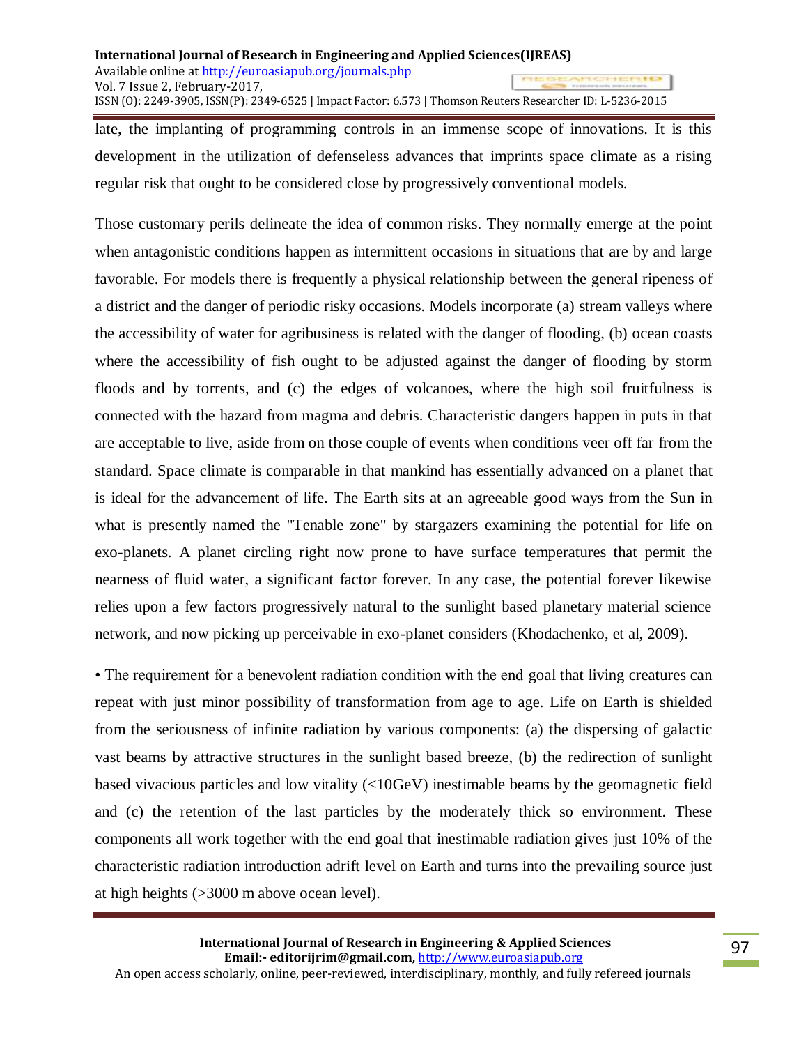late, the implanting of programming controls in an immense scope of innovations. It is this development in the utilization of defenseless advances that imprints space climate as a rising regular risk that ought to be considered close by progressively conventional models.

Those customary perils delineate the idea of common risks. They normally emerge at the point when antagonistic conditions happen as intermittent occasions in situations that are by and large favorable. For models there is frequently a physical relationship between the general ripeness of a district and the danger of periodic risky occasions. Models incorporate (a) stream valleys where the accessibility of water for agribusiness is related with the danger of flooding, (b) ocean coasts where the accessibility of fish ought to be adjusted against the danger of flooding by storm floods and by torrents, and (c) the edges of volcanoes, where the high soil fruitfulness is connected with the hazard from magma and debris. Characteristic dangers happen in puts in that are acceptable to live, aside from on those couple of events when conditions veer off far from the standard. Space climate is comparable in that mankind has essentially advanced on a planet that is ideal for the advancement of life. The Earth sits at an agreeable good ways from the Sun in what is presently named the "Tenable zone" by stargazers examining the potential for life on exo-planets. A planet circling right now prone to have surface temperatures that permit the nearness of fluid water, a significant factor forever. In any case, the potential forever likewise relies upon a few factors progressively natural to the sunlight based planetary material science network, and now picking up perceivable in exo-planet considers (Khodachenko, et al, 2009).

• The requirement for a benevolent radiation condition with the end goal that living creatures can repeat with just minor possibility of transformation from age to age. Life on Earth is shielded from the seriousness of infinite radiation by various components: (a) the dispersing of galactic vast beams by attractive structures in the sunlight based breeze, (b) the redirection of sunlight based vivacious particles and low vitality (<10GeV) inestimable beams by the geomagnetic field and (c) the retention of the last particles by the moderately thick so environment. These components all work together with the end goal that inestimable radiation gives just 10% of the characteristic radiation introduction adrift level on Earth and turns into the prevailing source just at high heights (>3000 m above ocean level).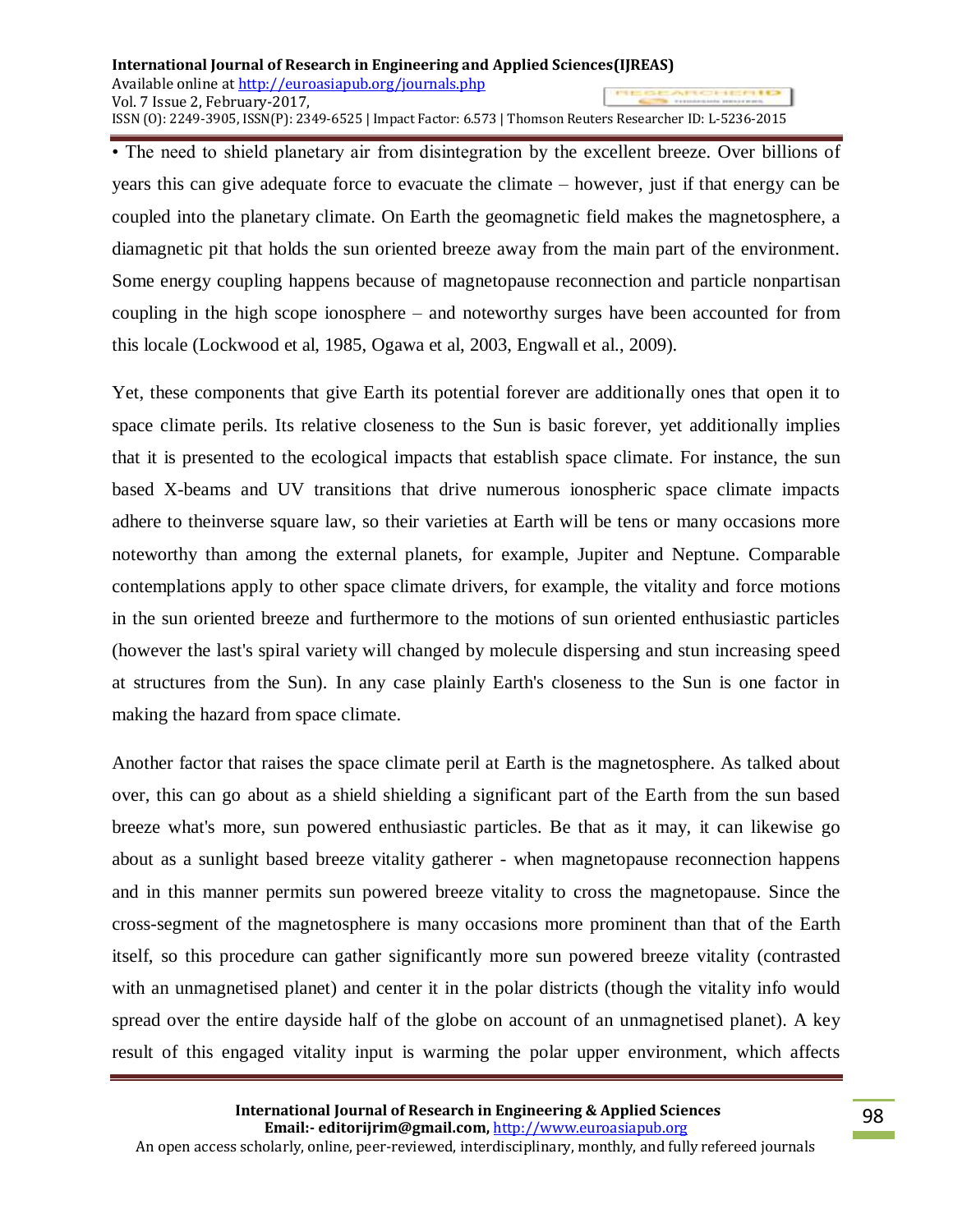• The need to shield planetary air from disintegration by the excellent breeze. Over billions of years this can give adequate force to evacuate the climate – however, just if that energy can be coupled into the planetary climate. On Earth the geomagnetic field makes the magnetosphere, a diamagnetic pit that holds the sun oriented breeze away from the main part of the environment. Some energy coupling happens because of magnetopause reconnection and particle nonpartisan coupling in the high scope ionosphere – and noteworthy surges have been accounted for from this locale (Lockwood et al, 1985, Ogawa et al, 2003, Engwall et al., 2009).

Yet, these components that give Earth its potential forever are additionally ones that open it to space climate perils. Its relative closeness to the Sun is basic forever, yet additionally implies that it is presented to the ecological impacts that establish space climate. For instance, the sun based X-beams and UV transitions that drive numerous ionospheric space climate impacts adhere to theinverse square law, so their varieties at Earth will be tens or many occasions more noteworthy than among the external planets, for example, Jupiter and Neptune. Comparable contemplations apply to other space climate drivers, for example, the vitality and force motions in the sun oriented breeze and furthermore to the motions of sun oriented enthusiastic particles (however the last's spiral variety will changed by molecule dispersing and stun increasing speed at structures from the Sun). In any case plainly Earth's closeness to the Sun is one factor in making the hazard from space climate.

Another factor that raises the space climate peril at Earth is the magnetosphere. As talked about over, this can go about as a shield shielding a significant part of the Earth from the sun based breeze what's more, sun powered enthusiastic particles. Be that as it may, it can likewise go about as a sunlight based breeze vitality gatherer - when magnetopause reconnection happens and in this manner permits sun powered breeze vitality to cross the magnetopause. Since the cross-segment of the magnetosphere is many occasions more prominent than that of the Earth itself, so this procedure can gather significantly more sun powered breeze vitality (contrasted with an unmagnetised planet) and center it in the polar districts (though the vitality info would spread over the entire dayside half of the globe on account of an unmagnetised planet). A key result of this engaged vitality input is warming the polar upper environment, which affects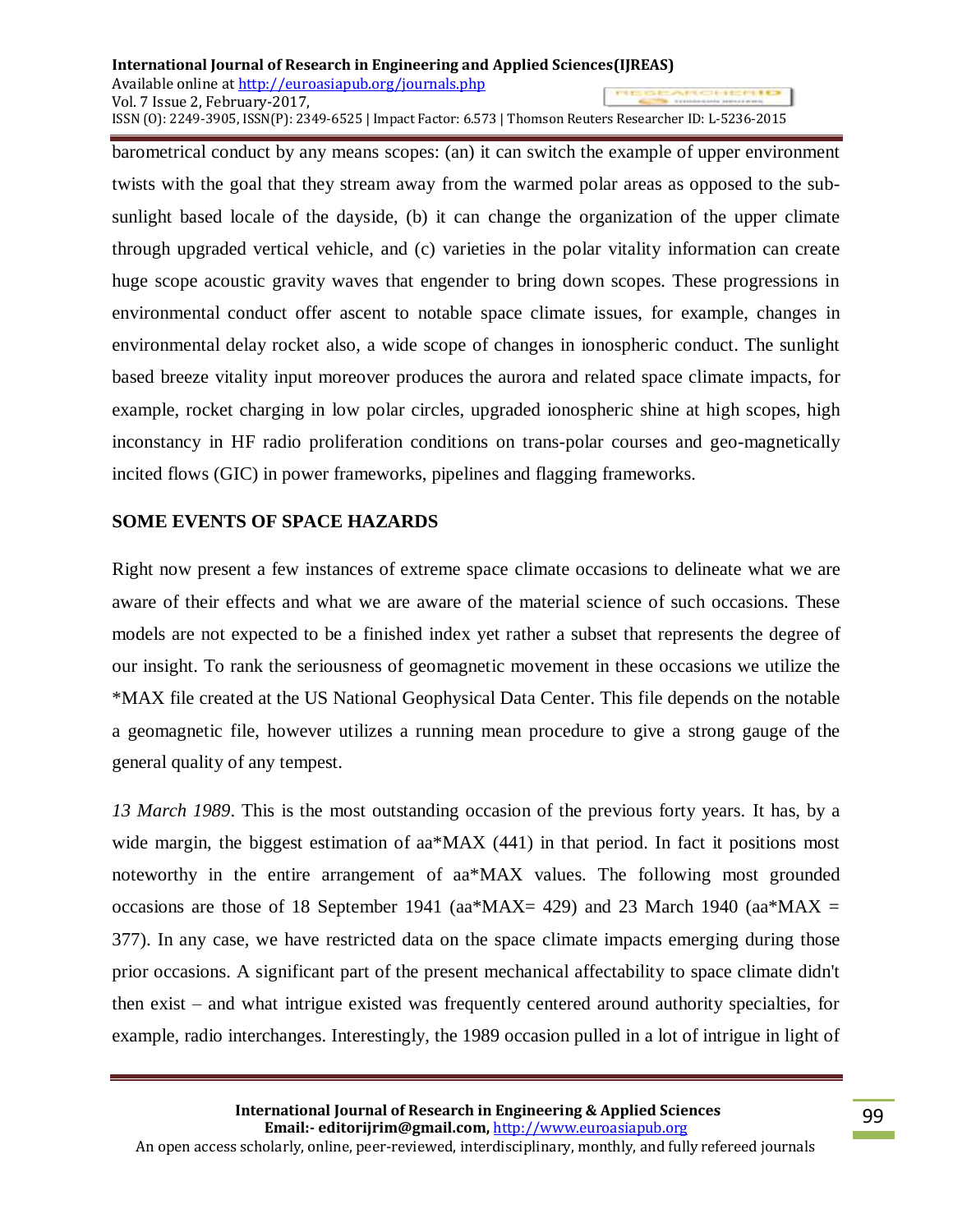barometrical conduct by any means scopes: (an) it can switch the example of upper environment twists with the goal that they stream away from the warmed polar areas as opposed to the sub-sunlight based locale of the dayside, (b) it can change the organization of the upper climate through upgraded vertical vehicle, and (c) varieties in the polar vitality information can create huge scope acoustic gravity waves that engender to bring down scopes. These progressions in environmental conduct offer ascent to notable space climate issues, for example, changes in environmental delay rocket also, a wide scope of changes in ionospheric conduct. The sunlight based breeze vitality input moreover produces the aurora and related space climate impacts, for example, rocket charging in low polar circles, upgraded ionospheric shine at high scopes, high inconstancy in HF radio proliferation conditions on trans-polar courses and geo-magnetically incited flows (GIC) in power frameworks, pipelines and flagging frameworks.

## SOME EVENTS OF SPACE HAZARDS

Right now present a few instances of extreme space climate occasions to delineate what we are aware of their effects and what we are aware of the material science of such occasions. These models are not expected to be a finished index yet rather a subset that represents the degree of our insight. To rank the seriousness of geomagnetic movement in these occasions we utilize the *MAX file created at the US National Geophysical Data Center. This file depends on the notable a geomagnetic file, however utilizes a running mean procedure to give a strong gauge of the general quality of any tempest.

*13 March 1989*. This is the most outstanding occasion of the previous forty years. It has, by a wide margin, the biggest estimation of aa*MAX (441) in that period. In fact it positions most noteworthy in the entire arrangement of aa*MAX values. The following most grounded occasions are those of 18 September 1941 (aa*MAX= 429) and 23 March 1940 (aa*MAX = 377). In any case, we have restricted data on the space climate impacts emerging during those prior occasions. A significant part of the present mechanical affectability to space climate didn't then exist – and what intrigue existed was frequently centered around authority specialties, for example, radio interchanges. Interestingly, the 1989 occasion pulled in a lot of intrigue in light of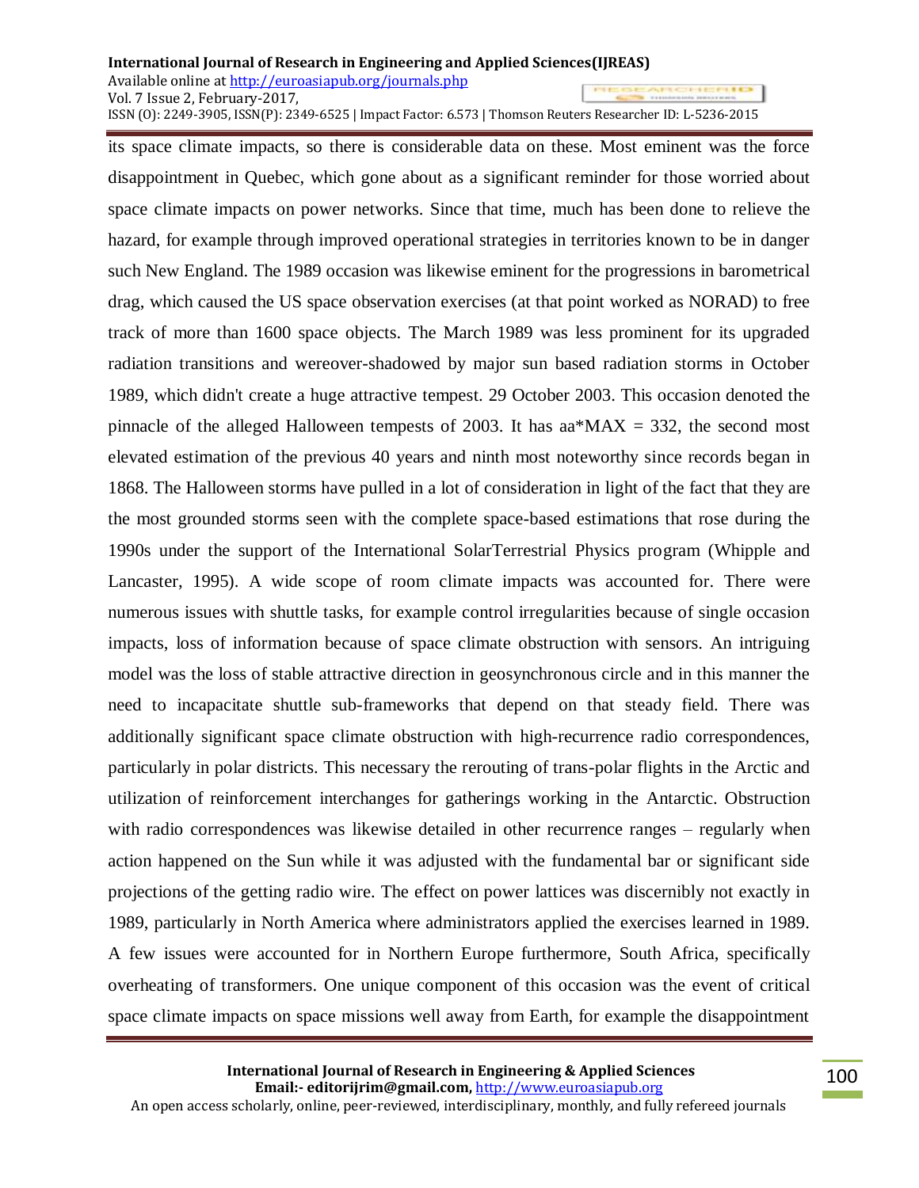its space climate impacts, so there is considerable data on these. Most eminent was the force disappointment in Quebec, which gone about as a significant reminder for those worried about space climate impacts on power networks. Since that time, much has been done to relieve the hazard, for example through improved operational strategies in territories known to be in danger such New England. The 1989 occasion was likewise eminent for the progressions in barometrical drag, which caused the US space observation exercises (at that point worked as NORAD) to free track of more than 1600 space objects. The March 1989 was less prominent for its upgraded radiation transitions and wereover-shadowed by major sun based radiation storms in October 1989, which didn't create a huge attractive tempest. 29 October 2003. This occasion denoted the pinnacle of the alleged Halloween tempests of 2003. It has aa*MAX = 332, the second most elevated estimation of the previous 40 years and ninth most noteworthy since records began in 1868. The Halloween storms have pulled in a lot of consideration in light of the fact that they are the most grounded storms seen with the complete space-based estimations that rose during the 1990s under the support of the International SolarTerrestrial Physics program (Whipple and Lancaster, 1995). A wide scope of room climate impacts was accounted for. There were numerous issues with shuttle tasks, for example control irregularities because of single occasion impacts, loss of information because of space climate obstruction with sensors. An intriguing model was the loss of stable attractive direction in geosynchronous circle and in this manner the need to incapacitate shuttle sub-frameworks that depend on that steady field. There was additionally significant space climate obstruction with high-recurrence radio correspondences, particularly in polar districts. This necessary the rerouting of trans-polar flights in the Arctic and utilization of reinforcement interchanges for gatherings working in the Antarctic. Obstruction with radio correspondences was likewise detailed in other recurrence ranges – regularly when action happened on the Sun while it was adjusted with the fundamental bar or significant side projections of the getting radio wire. The effect on power lattices was discernibly not exactly in 1989, particularly in North America where administrators applied the exercises learned in 1989. A few issues were accounted for in Northern Europe furthermore, South Africa, specifically overheating of transformers. One unique component of this occasion was the event of critical space climate impacts on space missions well away from Earth, for example the disappointment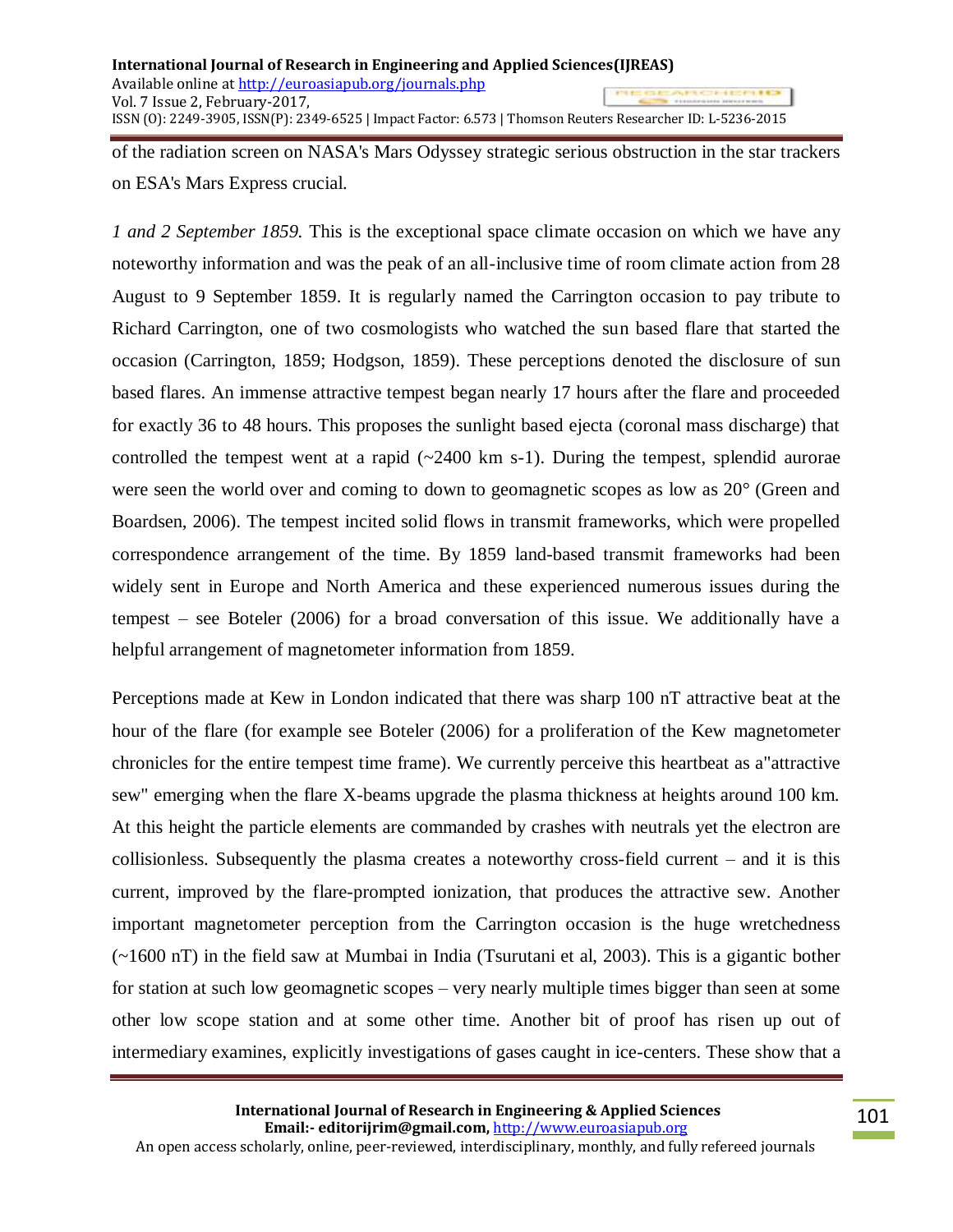of the radiation screen on NASA's Mars Odyssey strategic serious obstruction in the star trackers on ESA's Mars Express crucial.

*1 and 2 September 1859.* This is the exceptional space climate occasion on which we have any noteworthy information and was the peak of an all-inclusive time of room climate action from 28 August to 9 September 1859. It is regularly named the Carrington occasion to pay tribute to Richard Carrington, one of two cosmologists who watched the sun based flare that started the occasion (Carrington, 1859; Hodgson, 1859). These perceptions denoted the disclosure of sun based flares. An immense attractive tempest began nearly 17 hours after the flare and proceeded for exactly 36 to 48 hours. This proposes the sunlight based ejecta (coronal mass discharge) that controlled the tempest went at a rapid (~2400 km s-1). During the tempest, splendid aurorae were seen the world over and coming to down to geomagnetic scopes as low as 20° (Green and Boardsen, 2006). The tempest incited solid flows in transmit frameworks, which were propelled correspondence arrangement of the time. By 1859 land-based transmit frameworks had been widely sent in Europe and North America and these experienced numerous issues during the tempest – see Boteler (2006) for a broad conversation of this issue. We additionally have a helpful arrangement of magnetometer information from 1859.

Perceptions made at Kew in London indicated that there was sharp 100 nT attractive beat at the hour of the flare (for example see Boteler (2006) for a proliferation of the Kew magnetometer chronicles for the entire tempest time frame). We currently perceive this heartbeat as a"attractive sew" emerging when the flare X-beams upgrade the plasma thickness at heights around 100 km. At this height the particle elements are commanded by crashes with neutrals yet the electron are collisionless. Subsequently the plasma creates a noteworthy cross-field current – and it is this current, improved by the flare-prompted ionization, that produces the attractive sew. Another important magnetometer perception from the Carrington occasion is the huge wretchedness (~1600 nT) in the field saw at Mumbai in India (Tsurutani et al, 2003). This is a gigantic bother for station at such low geomagnetic scopes – very nearly multiple times bigger than seen at some other low scope station and at some other time. Another bit of proof has risen up out of intermediary examines, explicitly investigations of gases caught in ice-centers. These show that a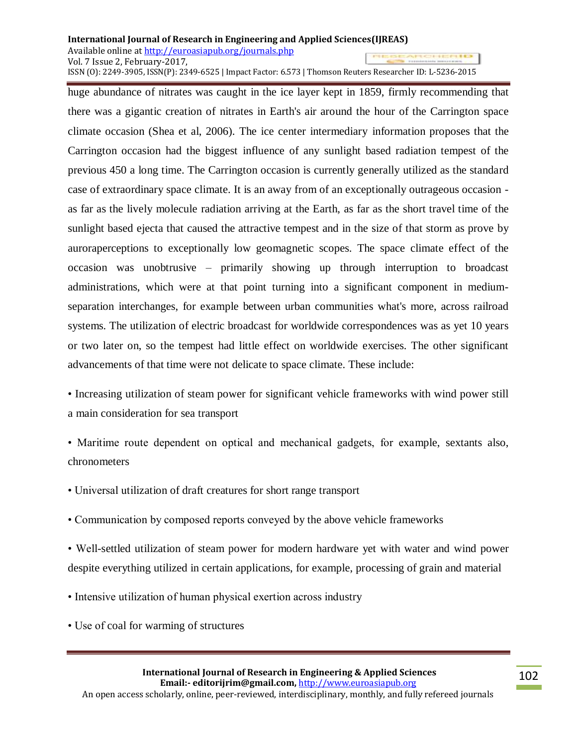huge abundance of nitrates was caught in the ice layer kept in 1859, firmly recommending that there was a gigantic creation of nitrates in Earth's air around the hour of the Carrington space climate occasion (Shea et al, 2006). The ice center intermediary information proposes that the Carrington occasion had the biggest influence of any sunlight based radiation tempest of the previous 450 a long time. The Carrington occasion is currently generally utilized as the standard case of extraordinary space climate. It is an away from of an exceptionally outrageous occasion - as far as the lively molecule radiation arriving at the Earth, as far as the short travel time of the sunlight based ejecta that caused the attractive tempest and in the size of that storm as prove by auroraperceptions to exceptionally low geomagnetic scopes. The space climate effect of the occasion was unobtrusive – primarily showing up through interruption to broadcast administrations, which were at that point turning into a significant component in medium-separation interchanges, for example between urban communities what's more, across railroad systems. The utilization of electric broadcast for worldwide correspondences was as yet 10 years or two later on, so the tempest had little effect on worldwide exercises. The other significant advancements of that time were not delicate to space climate. These include:

- Increasing utilization of steam power for significant vehicle frameworks with wind power still a main consideration for sea transport
- Maritime route dependent on optical and mechanical gadgets, for example, sextants also, chronometers
- Universal utilization of draft creatures for short range transport
- Communication by composed reports conveyed by the above vehicle frameworks
- Well-settled utilization of steam power for modern hardware yet with water and wind power despite everything utilized in certain applications, for example, processing of grain and material
- Intensive utilization of human physical exertion across industry
- Use of coal for warming of structures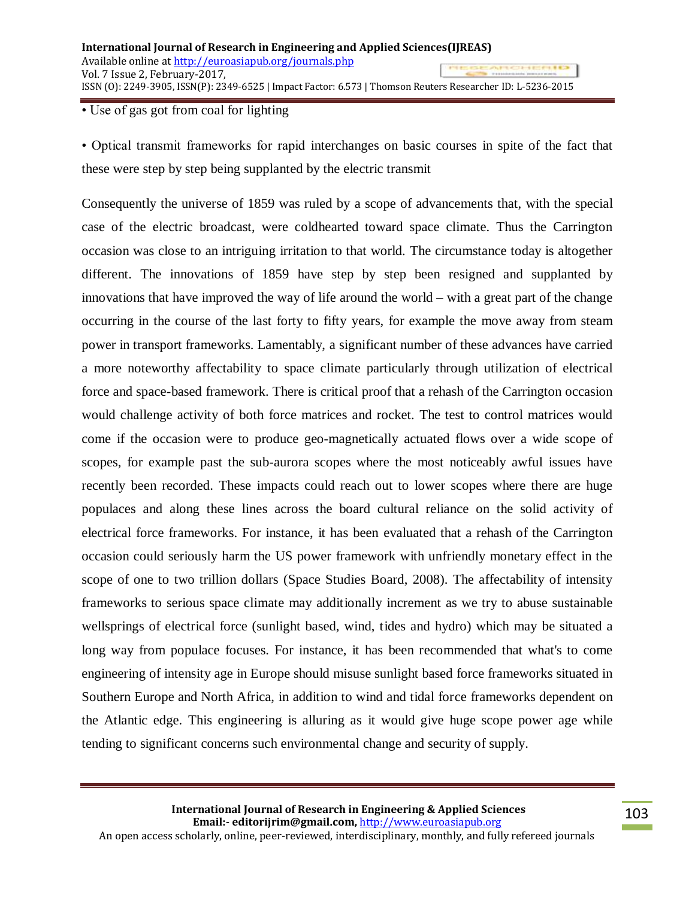- Use of gas got from coal for lighting
- Optical transmit frameworks for rapid interchanges on basic courses in spite of the fact that these were step by step being supplanted by the electric transmit

Consequently the universe of 1859 was ruled by a scope of advancements that, with the special case of the electric broadcast, were coldhearted toward space climate. Thus the Carrington occasion was close to an intriguing irritation to that world. The circumstance today is altogether different. The innovations of 1859 have step by step been resigned and supplanted by innovations that have improved the way of life around the world – with a great part of the change occurring in the course of the last forty to fifty years, for example the move away from steam power in transport frameworks. Lamentably, a significant number of these advances have carried a more noteworthy affectability to space climate particularly through utilization of electrical force and space-based framework. There is critical proof that a rehash of the Carrington occasion would challenge activity of both force matrices and rocket. The test to control matrices would come if the occasion were to produce geo-magnetically actuated flows over a wide scope of scopes, for example past the sub-aurora scopes where the most noticeably awful issues have recently been recorded. These impacts could reach out to lower scopes where there are huge populaces and along these lines across the board cultural reliance on the solid activity of electrical force frameworks. For instance, it has been evaluated that a rehash of the Carrington occasion could seriously harm the US power framework with unfriendly monetary effect in the scope of one to two trillion dollars (Space Studies Board, 2008). The affectability of intensity frameworks to serious space climate may additionally increment as we try to abuse sustainable wellsprings of electrical force (sunlight based, wind, tides and hydro) which may be situated a long way from populace focuses. For instance, it has been recommended that what's to come engineering of intensity age in Europe should misuse sunlight based force frameworks situated in Southern Europe and North Africa, in addition to wind and tidal force frameworks dependent on the Atlantic edge. This engineering is alluring as it would give huge scope power age while tending to significant concerns such environmental change and security of supply.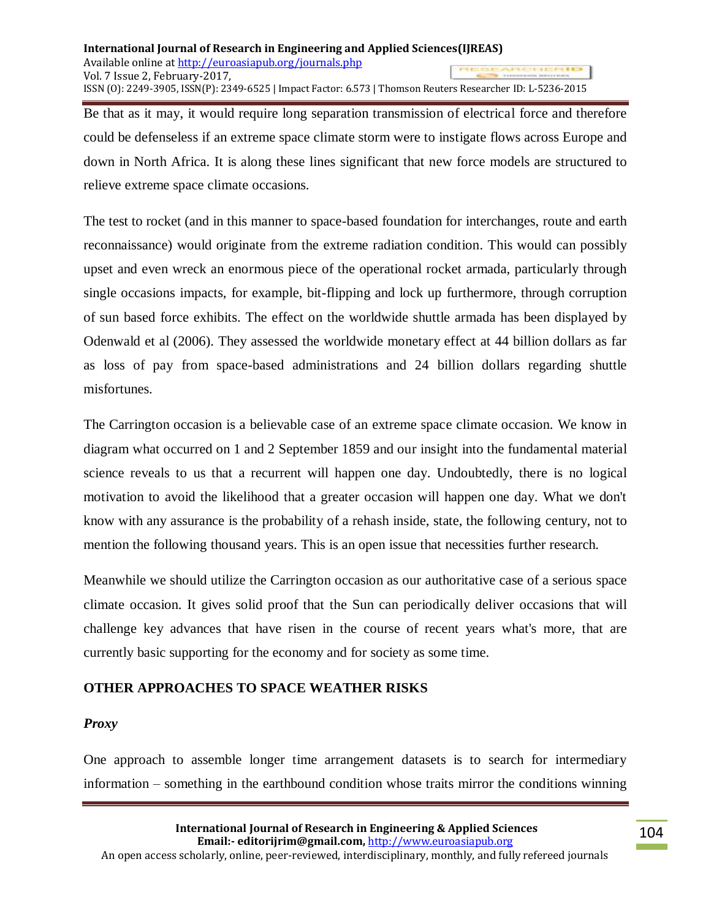Be that as it may, it would require long separation transmission of electrical force and therefore could be defenseless if an extreme space climate storm were to instigate flows across Europe and down in North Africa. It is along these lines significant that new force models are structured to relieve extreme space climate occasions.

The test to rocket (and in this manner to space-based foundation for interchanges, route and earth reconnaissance) would originate from the extreme radiation condition. This would can possibly upset and even wreck an enormous piece of the operational rocket armada, particularly through single occasions impacts, for example, bit-flipping and lock up furthermore, through corruption of sun based force exhibits. The effect on the worldwide shuttle armada has been displayed by Odenwald et al (2006). They assessed the worldwide monetary effect at 44 billion dollars as far as loss of pay from space-based administrations and 24 billion dollars regarding shuttle misfortunes.

The Carrington occasion is a believable case of an extreme space climate occasion. We know in diagram what occurred on 1 and 2 September 1859 and our insight into the fundamental material science reveals to us that a recurrent will happen one day. Undoubtedly, there is no logical motivation to avoid the likelihood that a greater occasion will happen one day. What we don't know with any assurance is the probability of a rehash inside, state, the following century, not to mention the following thousand years. This is an open issue that necessities further research.

Meanwhile we should utilize the Carrington occasion as our authoritative case of a serious space climate occasion. It gives solid proof that the Sun can periodically deliver occasions that will challenge key advances that have risen in the course of recent years what's more, that are currently basic supporting for the economy and for society as some time.

## OTHER APPROACHES TO SPACE WEATHER RISKS

### *Proxy*

One approach to assemble longer time arrangement datasets is to search for intermediary information – something in the earthbound condition whose traits mirror the conditions winning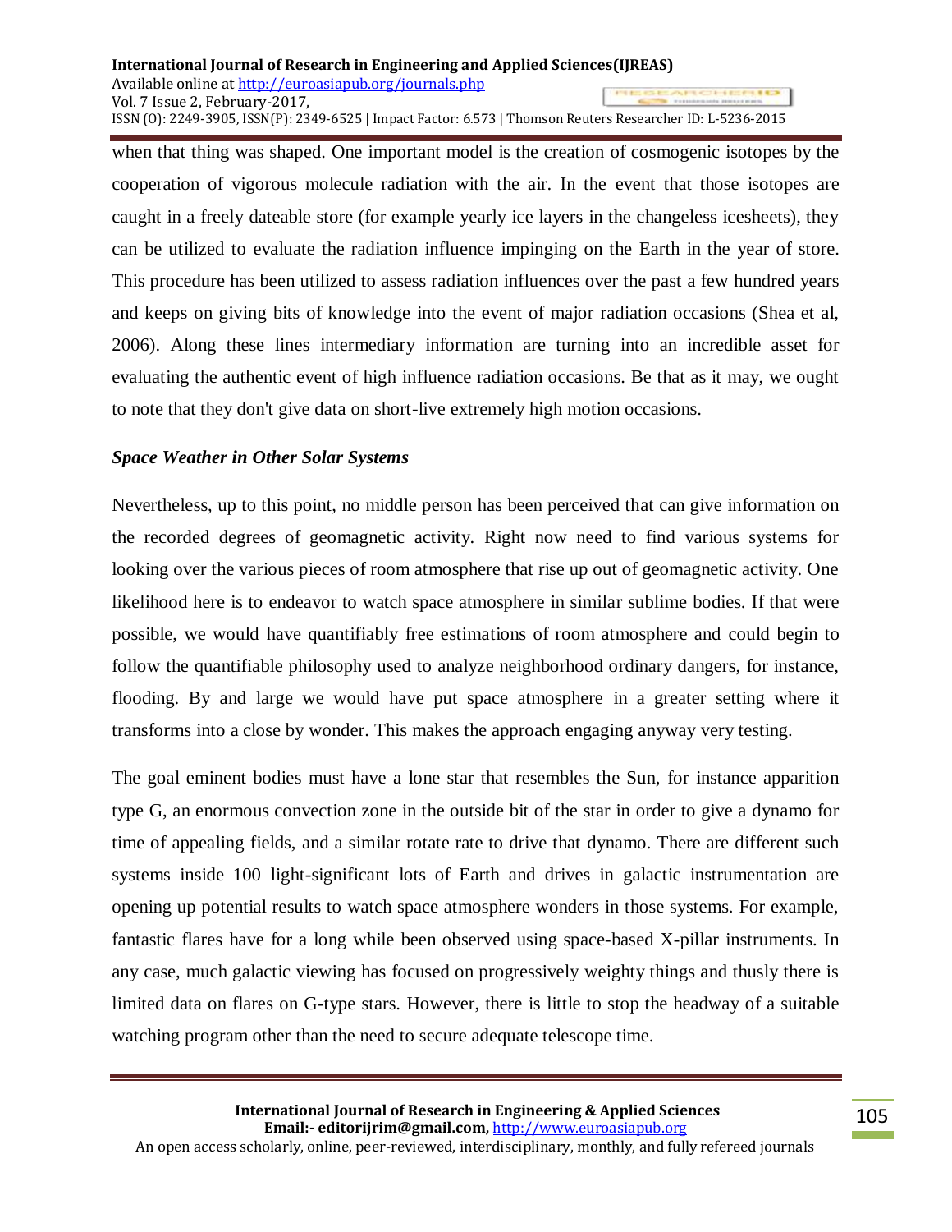when that thing was shaped. One important model is the creation of cosmogenic isotopes by the cooperation of vigorous molecule radiation with the air. In the event that those isotopes are caught in a freely dateable store (for example yearly ice layers in the changeless icesheets), they can be utilized to evaluate the radiation influence impinging on the Earth in the year of store. This procedure has been utilized to assess radiation influences over the past a few hundred years and keeps on giving bits of knowledge into the event of major radiation occasions (Shea et al, 2006). Along these lines intermediary information are turning into an incredible asset for evaluating the authentic event of high influence radiation occasions. Be that as it may, we ought to note that they don't give data on short-live extremely high motion occasions.

***Space Weather in Other Solar Systems***

Nevertheless, up to this point, no middle person has been perceived that can give information on the recorded degrees of geomagnetic activity. Right now need to find various systems for looking over the various pieces of room atmosphere that rise up out of geomagnetic activity. One likelihood here is to endeavor to watch space atmosphere in similar sublime bodies. If that were possible, we would have quantifiably free estimations of room atmosphere and could begin to follow the quantifiable philosophy used to analyze neighborhood ordinary dangers, for instance, flooding. By and large we would have put space atmosphere in a greater setting where it transforms into a close by wonder. This makes the approach engaging anyway very testing.

The goal eminent bodies must have a lone star that resembles the Sun, for instance apparition type G, an enormous convection zone in the outside bit of the star in order to give a dynamo for time of appealing fields, and a similar rotate rate to drive that dynamo. There are different such systems inside 100 light-significant lots of Earth and drives in galactic instrumentation are opening up potential results to watch space atmosphere wonders in those systems. For example, fantastic flares have for a long while been observed using space-based X-pillar instruments. In any case, much galactic viewing has focused on progressively weighty things and thusly there is limited data on flares on G-type stars. However, there is little to stop the headway of a suitable watching program other than the need to secure adequate telescope time.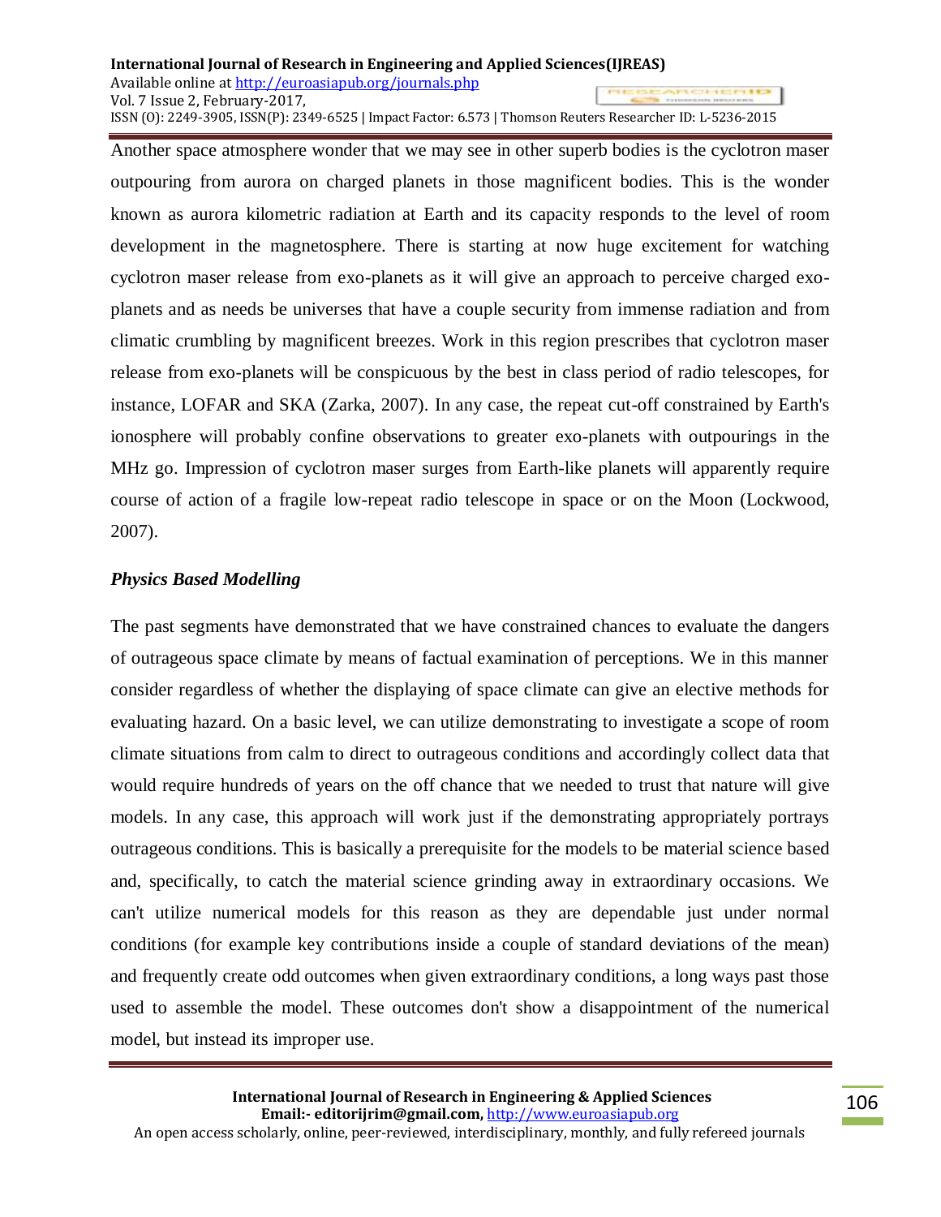Another space atmosphere wonder that we may see in other superb bodies is the cyclotron maser outpouring from aurora on charged planets in those magnificent bodies. This is the wonder known as aurora kilometric radiation at Earth and its capacity responds to the level of room development in the magnetosphere. There is starting at now huge excitement for watching cyclotron maser release from exo-planets as it will give an approach to perceive charged exo-planets and as needs be universes that have a couple security from immense radiation and from climatic crumbling by magnificent breezes. Work in this region prescribes that cyclotron maser release from exo-planets will be conspicuous by the best in class period of radio telescopes, for instance, LOFAR and SKA (Zarka, 2007). In any case, the repeat cut-off constrained by Earth's ionosphere will probably confine observations to greater exo-planets with outpourings in the MHz go. Impression of cyclotron maser surges from Earth-like planets will apparently require course of action of a fragile low-repeat radio telescope in space or on the Moon (Lockwood, 2007).

### *Physics Based Modelling*

The past segments have demonstrated that we have constrained chances to evaluate the dangers of outrageous space climate by means of factual examination of perceptions. We in this manner consider regardless of whether the displaying of space climate can give an elective methods for evaluating hazard. On a basic level, we can utilize demonstrating to investigate a scope of room climate situations from calm to direct to outrageous conditions and accordingly collect data that would require hundreds of years on the off chance that we needed to trust that nature will give models. In any case, this approach will work just if the demonstrating appropriately portrays outrageous conditions. This is basically a prerequisite for the models to be material science based and, specifically, to catch the material science grinding away in extraordinary occasions. We can't utilize numerical models for this reason as they are dependable just under normal conditions (for example key contributions inside a couple of standard deviations of the mean) and frequently create odd outcomes when given extraordinary conditions, a long ways past those used to assemble the model. These outcomes don't show a disappointment of the numerical model, but instead its improper use.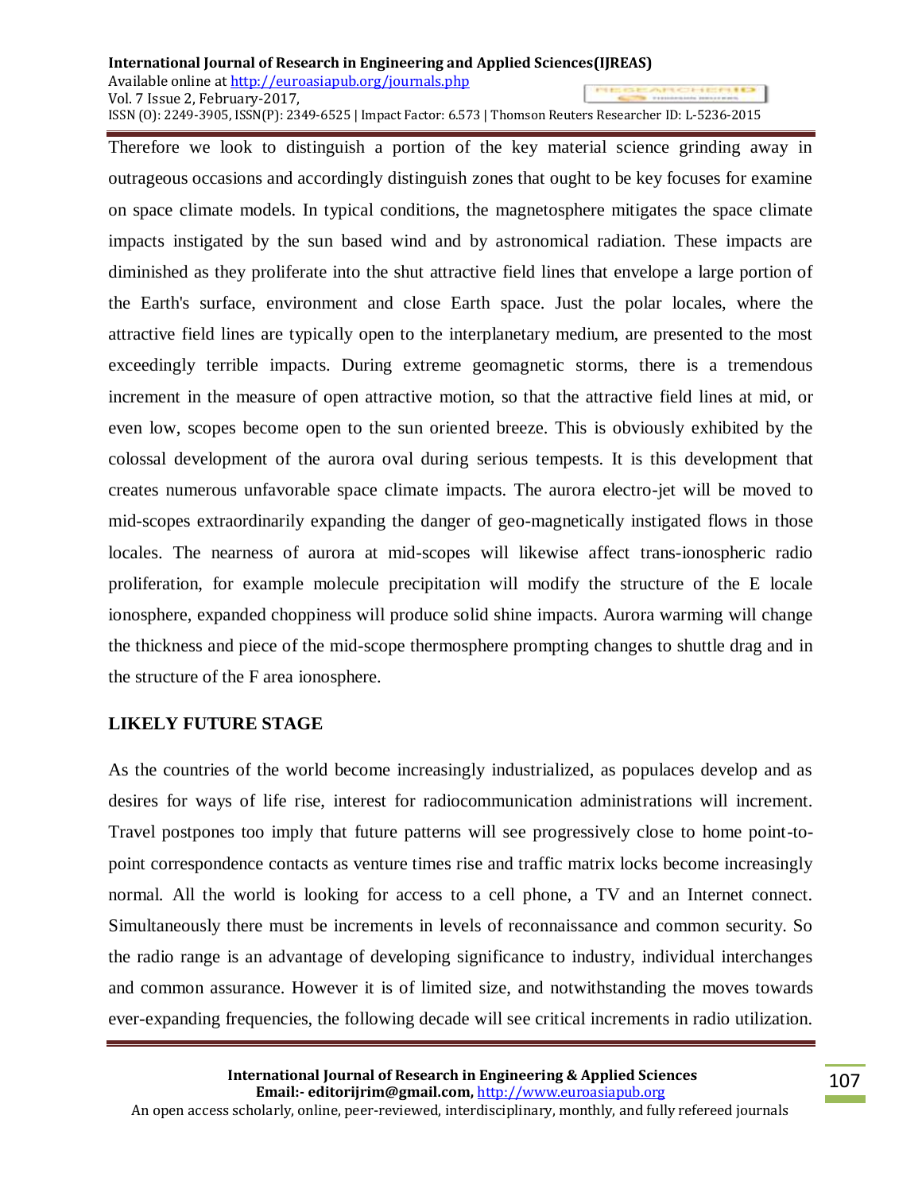Therefore we look to distinguish a portion of the key material science grinding away in outrageous occasions and accordingly distinguish zones that ought to be key focuses for examine on space climate models. In typical conditions, the magnetosphere mitigates the space climate impacts instigated by the sun based wind and by astronomical radiation. These impacts are diminished as they proliferate into the shut attractive field lines that envelope a large portion of the Earth's surface, environment and close Earth space. Just the polar locales, where the attractive field lines are typically open to the interplanetary medium, are presented to the most exceedingly terrible impacts. During extreme geomagnetic storms, there is a tremendous increment in the measure of open attractive motion, so that the attractive field lines at mid, or even low, scopes become open to the sun oriented breeze. This is obviously exhibited by the colossal development of the aurora oval during serious tempests. It is this development that creates numerous unfavorable space climate impacts. The aurora electro-jet will be moved to mid-scopes extraordinarily expanding the danger of geo-magnetically instigated flows in those locales. The nearness of aurora at mid-scopes will likewise affect trans-ionospheric radio proliferation, for example molecule precipitation will modify the structure of the E locale ionosphere, expanded choppiness will produce solid shine impacts. Aurora warming will change the thickness and piece of the mid-scope thermosphere prompting changes to shuttle drag and in the structure of the F area ionosphere.

## LIKELY FUTURE STAGE

As the countries of the world become increasingly industrialized, as populaces develop and as desires for ways of life rise, interest for radiocommunication administrations will increment. Travel postpones too imply that future patterns will see progressively close to home point-to-point correspondence contacts as venture times rise and traffic matrix locks become increasingly normal. All the world is looking for access to a cell phone, a TV and an Internet connect. Simultaneously there must be increments in levels of reconnaissance and common security. So the radio range is an advantage of developing significance to industry, individual interchanges and common assurance. However it is of limited size, and notwithstanding the moves towards ever-expanding frequencies, the following decade will see critical increments in radio utilization.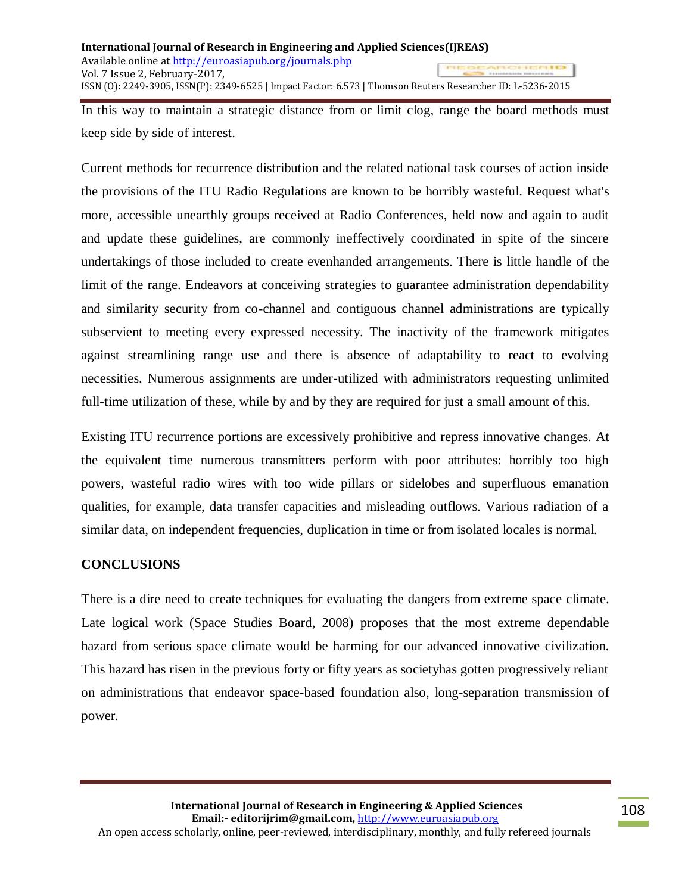In this way to maintain a strategic distance from or limit clog, range the board methods must keep side by side of interest.

Current methods for recurrence distribution and the related national task courses of action inside the provisions of the ITU Radio Regulations are known to be horribly wasteful. Request what's more, accessible unearthly groups received at Radio Conferences, held now and again to audit and update these guidelines, are commonly ineffectively coordinated in spite of the sincere undertakings of those included to create evenhanded arrangements. There is little handle of the limit of the range. Endeavors at conceiving strategies to guarantee administration dependability and similarity security from co-channel and contiguous channel administrations are typically subservient to meeting every expressed necessity. The inactivity of the framework mitigates against streamlining range use and there is absence of adaptability to react to evolving necessities. Numerous assignments are under-utilized with administrators requesting unlimited full-time utilization of these, while by and by they are required for just a small amount of this.

Existing ITU recurrence portions are excessively prohibitive and repress innovative changes. At the equivalent time numerous transmitters perform with poor attributes: horribly too high powers, wasteful radio wires with too wide pillars or sidelobes and superfluous emanation qualities, for example, data transfer capacities and misleading outflows. Various radiation of a similar data, on independent frequencies, duplication in time or from isolated locales is normal.

## CONCLUSIONS

There is a dire need to create techniques for evaluating the dangers from extreme space climate. Late logical work (Space Studies Board, 2008) proposes that the most extreme dependable hazard from serious space climate would be harming for our advanced innovative civilization. This hazard has risen in the previous forty or fifty years as societyhas gotten progressively reliant on administrations that endeavor space-based foundation also, long-separation transmission of power.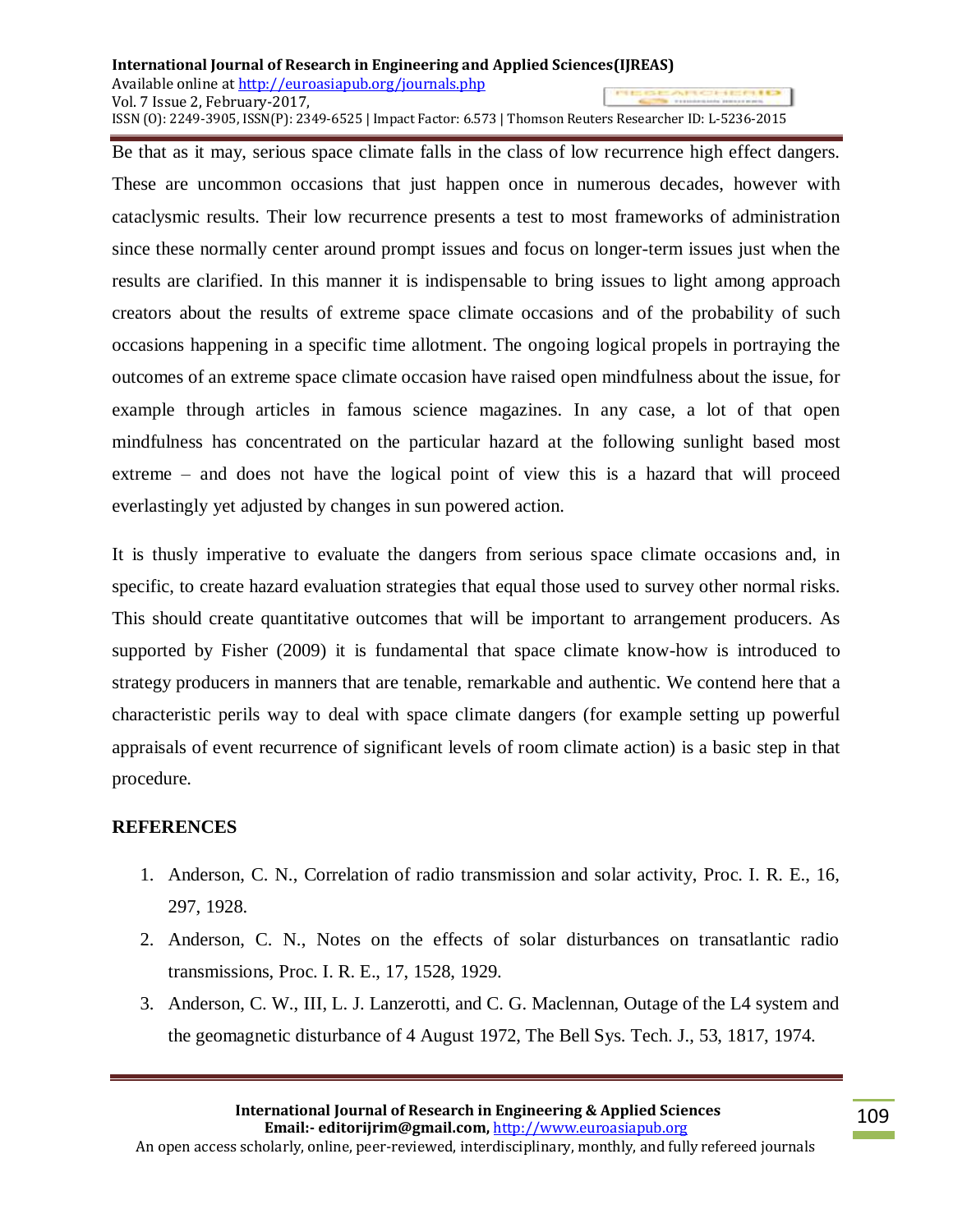Be that as it may, serious space climate falls in the class of low recurrence high effect dangers. These are uncommon occasions that just happen once in numerous decades, however with cataclysmic results. Their low recurrence presents a test to most frameworks of administration since these normally center around prompt issues and focus on longer-term issues just when the results are clarified. In this manner it is indispensable to bring issues to light among approach creators about the results of extreme space climate occasions and of the probability of such occasions happening in a specific time allotment. The ongoing logical propels in portraying the outcomes of an extreme space climate occasion have raised open mindfulness about the issue, for example through articles in famous science magazines. In any case, a lot of that open mindfulness has concentrated on the particular hazard at the following sunlight based most extreme – and does not have the logical point of view this is a hazard that will proceed everlastingly yet adjusted by changes in sun powered action.

It is thusly imperative to evaluate the dangers from serious space climate occasions and, in specific, to create hazard evaluation strategies that equal those used to survey other normal risks. This should create quantitative outcomes that will be important to arrangement producers. As supported by Fisher (2009) it is fundamental that space climate know-how is introduced to strategy producers in manners that are tenable, remarkable and authentic. We contend here that a characteristic perils way to deal with space climate dangers (for example setting up powerful appraisals of event recurrence of significant levels of room climate action) is a basic step in that procedure.

## REFERENCES

1. Anderson, C. N., Correlation of radio transmission and solar activity, Proc. I. R. E., 16, 297, 1928.
2. Anderson, C. N., Notes on the effects of solar disturbances on transatlantic radio transmissions, Proc. I. R. E., 17, 1528, 1929.
3. Anderson, C. W., III, L. J. Lanzerotti, and C. G. Maclennan, Outage of the L4 system and the geomagnetic disturbance of 4 August 1972, The Bell Sys. Tech. J., 53, 1817, 1974.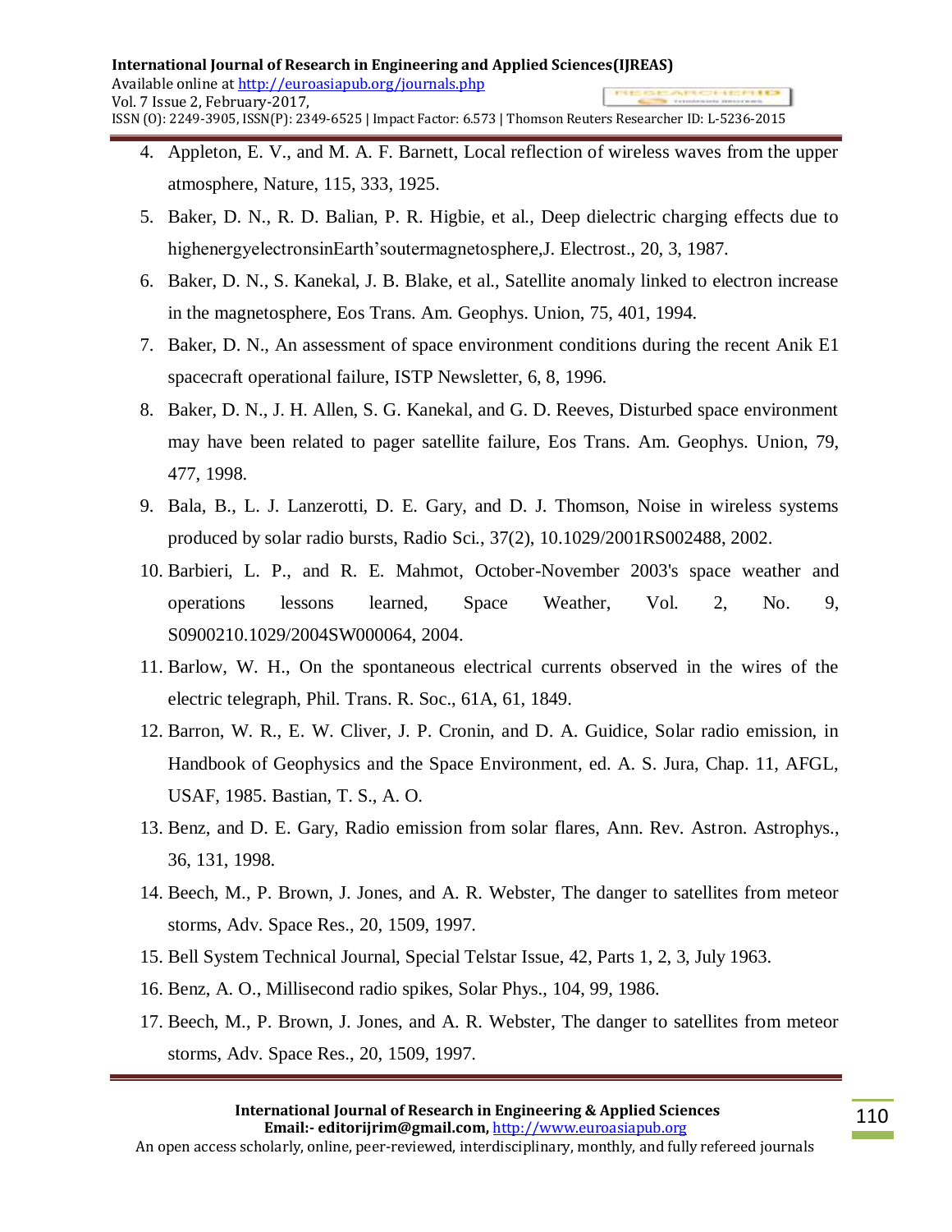4. Appleton, E. V., and M. A. F. Barnett, Local reflection of wireless waves from the upper atmosphere, Nature, 115, 333, 1925.
5. Baker, D. N., R. D. Balian, P. R. Higbie, et al., Deep dielectric charging effects due to highenergyelectronsinEarth'soutermagnetosphere,J. Electrost., 20, 3, 1987.
6. Baker, D. N., S. Kanekal, J. B. Blake, et al., Satellite anomaly linked to electron increase in the magnetosphere, Eos Trans. Am. Geophys. Union, 75, 401, 1994.
7. Baker, D. N., An assessment of space environment conditions during the recent Anik E1 spacecraft operational failure, ISTP Newsletter, 6, 8, 1996.
8. Baker, D. N., J. H. Allen, S. G. Kanekal, and G. D. Reeves, Disturbed space environment may have been related to pager satellite failure, Eos Trans. Am. Geophys. Union, 79, 477, 1998.
9. Bala, B., L. J. Lanzerotti, D. E. Gary, and D. J. Thomson, Noise in wireless systems produced by solar radio bursts, Radio Sci., 37(2), 10.1029/2001RS002488, 2002.
10. Barbieri, L. P., and R. E. Mahmot, October-November 2003's space weather and operations lessons learned, Space Weather, Vol. 2, No. 9, S0900210.1029/2004SW000064, 2004.
11. Barlow, W. H., On the spontaneous electrical currents observed in the wires of the electric telegraph, Phil. Trans. R. Soc., 61A, 61, 1849.
12. Barron, W. R., E. W. Cliver, J. P. Cronin, and D. A. Guidice, Solar radio emission, in Handbook of Geophysics and the Space Environment, ed. A. S. Jura, Chap. 11, AFGL, USAF, 1985. Bastian, T. S., A. O.
13. Benz, and D. E. Gary, Radio emission from solar flares, Ann. Rev. Astron. Astrophys., 36, 131, 1998.
14. Beech, M., P. Brown, J. Jones, and A. R. Webster, The danger to satellites from meteor storms, Adv. Space Res., 20, 1509, 1997.
15. Bell System Technical Journal, Special Telstar Issue, 42, Parts 1, 2, 3, July 1963.
16. Benz, A. O., Millisecond radio spikes, Solar Phys., 104, 99, 1986.
17. Beech, M., P. Brown, J. Jones, and A. R. Webster, The danger to satellites from meteor storms, Adv. Space Res., 20, 1509, 1997.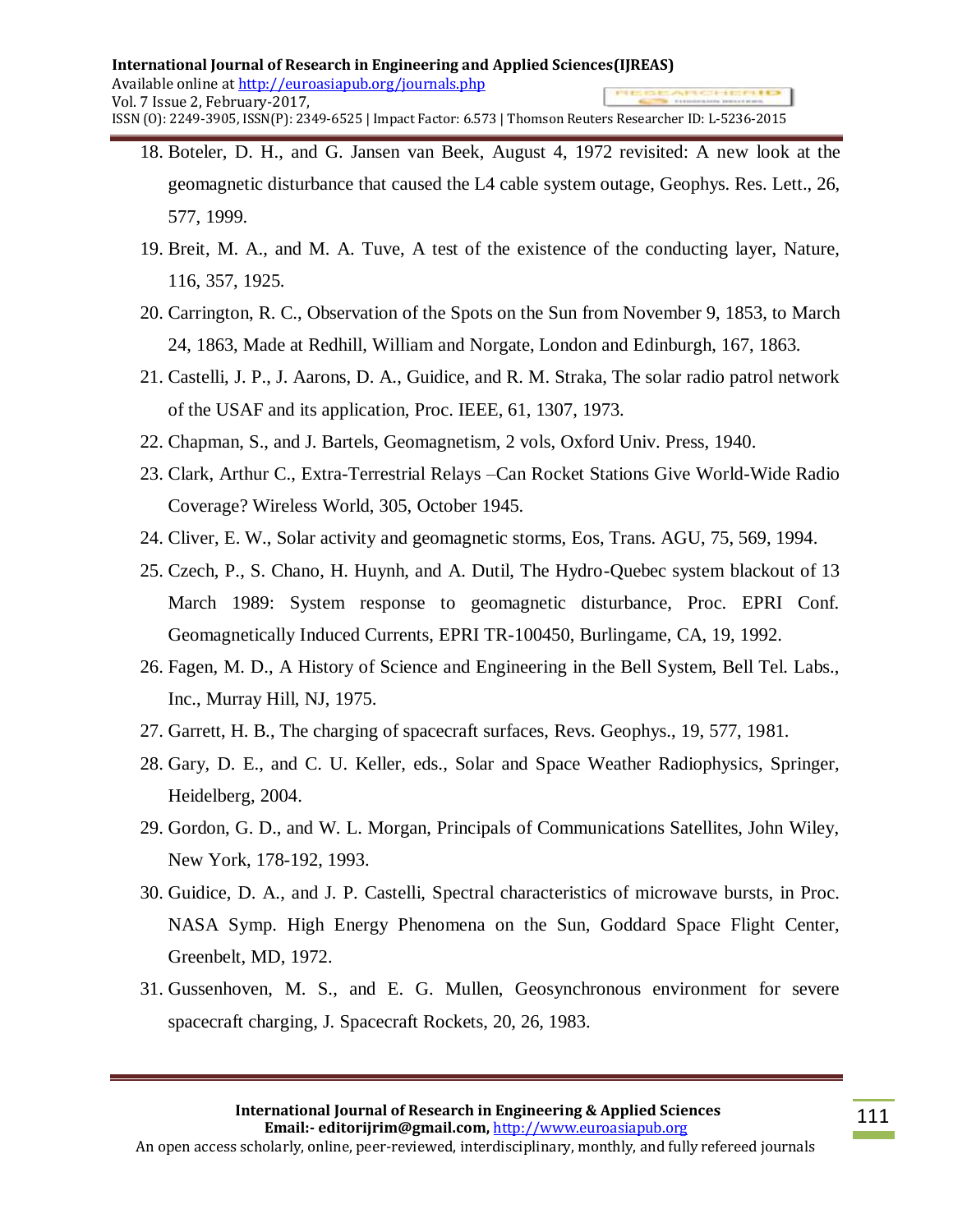18. Boteler, D. H., and G. Jansen van Beek, August 4, 1972 revisited: A new look at the geomagnetic disturbance that caused the L4 cable system outage, Geophys. Res. Lett., 26, 577, 1999.
19. Breit, M. A., and M. A. Tuve, A test of the existence of the conducting layer, Nature, 116, 357, 1925.
20. Carrington, R. C., Observation of the Spots on the Sun from November 9, 1853, to March 24, 1863, Made at Redhill, William and Norgate, London and Edinburgh, 167, 1863.
21. Castelli, J. P., J. Aarons, D. A., Guidice, and R. M. Straka, The solar radio patrol network of the USAF and its application, Proc. IEEE, 61, 1307, 1973.
22. Chapman, S., and J. Bartels, Geomagnetism, 2 vols, Oxford Univ. Press, 1940.
23. Clark, Arthur C., Extra-Terrestrial Relays –Can Rocket Stations Give World-Wide Radio Coverage? Wireless World, 305, October 1945.
24. Cliver, E. W., Solar activity and geomagnetic storms, Eos, Trans. AGU, 75, 569, 1994.
25. Czech, P., S. Chano, H. Huynh, and A. Dutil, The Hydro-Quebec system blackout of 13 March 1989: System response to geomagnetic disturbance, Proc. EPRI Conf. Geomagnetically Induced Currents, EPRI TR-100450, Burlingame, CA, 19, 1992.
26. Fagen, M. D., A History of Science and Engineering in the Bell System, Bell Tel. Labs., Inc., Murray Hill, NJ, 1975.
27. Garrett, H. B., The charging of spacecraft surfaces, Revs. Geophys., 19, 577, 1981.
28. Gary, D. E., and C. U. Keller, eds., Solar and Space Weather Radiophysics, Springer, Heidelberg, 2004.
29. Gordon, G. D., and W. L. Morgan, Principals of Communications Satellites, John Wiley, New York, 178-192, 1993.
30. Guidice, D. A., and J. P. Castelli, Spectral characteristics of microwave bursts, in Proc. NASA Symp. High Energy Phenomena on the Sun, Goddard Space Flight Center, Greenbelt, MD, 1972.
31. Gussenhoven, M. S., and E. G. Mullen, Geosynchronous environment for severe spacecraft charging, J. Spacecraft Rockets, 20, 26, 1983.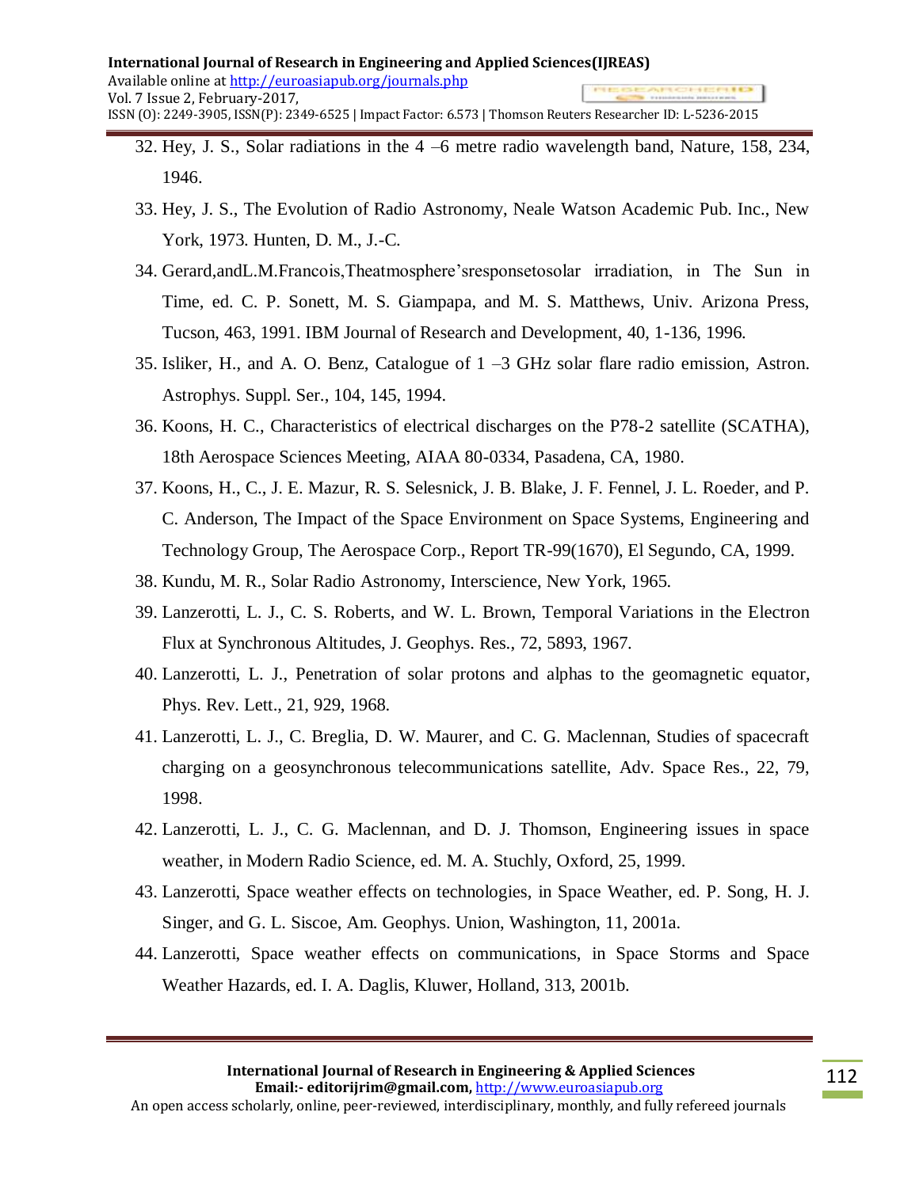32. Hey, J. S., Solar radiations in the 4 –6 metre radio wavelength band, Nature, 158, 234, 1946.
33. Hey, J. S., The Evolution of Radio Astronomy, Neale Watson Academic Pub. Inc., New York, 1973. Hunten, D. M., J.-C.
34. Gerard,andL.M.Francois,Theatmosphere'sresponsetosolar irradiation, in The Sun in Time, ed. C. P. Sonett, M. S. Giampapa, and M. S. Matthews, Univ. Arizona Press, Tucson, 463, 1991. IBM Journal of Research and Development, 40, 1-136, 1996.
35. Isliker, H., and A. O. Benz, Catalogue of 1 –3 GHz solar flare radio emission, Astron. Astrophys. Suppl. Ser., 104, 145, 1994.
36. Koons, H. C., Characteristics of electrical discharges on the P78-2 satellite (SCATHA), 18th Aerospace Sciences Meeting, AIAA 80-0334, Pasadena, CA, 1980.
37. Koons, H., C., J. E. Mazur, R. S. Selesnick, J. B. Blake, J. F. Fennel, J. L. Roeder, and P. C. Anderson, The Impact of the Space Environment on Space Systems, Engineering and Technology Group, The Aerospace Corp., Report TR-99(1670), El Segundo, CA, 1999.
38. Kundu, M. R., Solar Radio Astronomy, Interscience, New York, 1965.
39. Lanzerotti, L. J., C. S. Roberts, and W. L. Brown, Temporal Variations in the Electron Flux at Synchronous Altitudes, J. Geophys. Res., 72, 5893, 1967.
40. Lanzerotti, L. J., Penetration of solar protons and alphas to the geomagnetic equator, Phys. Rev. Lett., 21, 929, 1968.
41. Lanzerotti, L. J., C. Breglia, D. W. Maurer, and C. G. Maclennan, Studies of spacecraft charging on a geosynchronous telecommunications satellite, Adv. Space Res., 22, 79, 1998.
42. Lanzerotti, L. J., C. G. Maclennan, and D. J. Thomson, Engineering issues in space weather, in Modern Radio Science, ed. M. A. Stuchly, Oxford, 25, 1999.
43. Lanzerotti, Space weather effects on technologies, in Space Weather, ed. P. Song, H. J. Singer, and G. L. Siscoe, Am. Geophys. Union, Washington, 11, 2001a.
44. Lanzerotti, Space weather effects on communications, in Space Storms and Space Weather Hazards, ed. I. A. Daglis, Kluwer, Holland, 313, 2001b.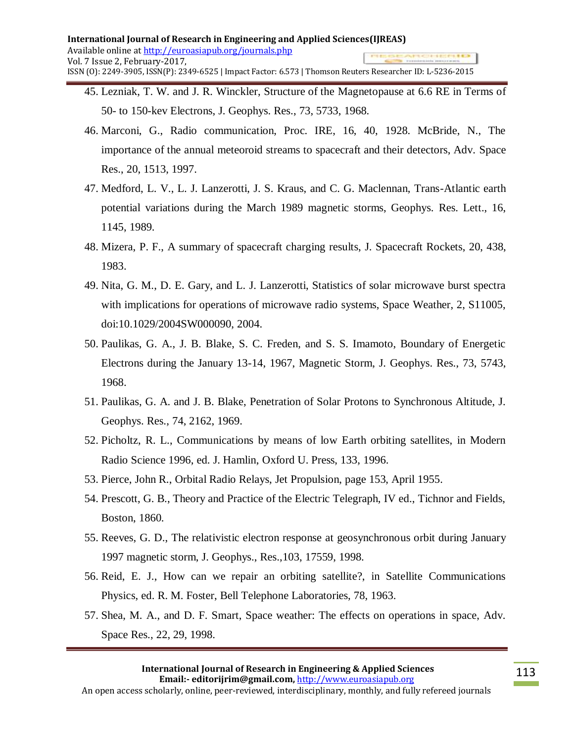45. Lezniak, T. W. and J. R. Winckler, Structure of the Magnetopause at 6.6 RE in Terms of 50- to 150-kev Electrons, J. Geophys. Res., 73, 5733, 1968.
46. Marconi, G., Radio communication, Proc. IRE, 16, 40, 1928. McBride, N., The importance of the annual meteoroid streams to spacecraft and their detectors, Adv. Space Res., 20, 1513, 1997.
47. Medford, L. V., L. J. Lanzerotti, J. S. Kraus, and C. G. Maclennan, Trans-Atlantic earth potential variations during the March 1989 magnetic storms, Geophys. Res. Lett., 16, 1145, 1989.
48. Mizera, P. F., A summary of spacecraft charging results, J. Spacecraft Rockets, 20, 438, 1983.
49. Nita, G. M., D. E. Gary, and L. J. Lanzerotti, Statistics of solar microwave burst spectra with implications for operations of microwave radio systems, Space Weather, 2, S11005, doi:10.1029/2004SW000090, 2004.
50. Paulikas, G. A., J. B. Blake, S. C. Freden, and S. S. Imamoto, Boundary of Energetic Electrons during the January 13-14, 1967, Magnetic Storm, J. Geophys. Res., 73, 5743, 1968.
51. Paulikas, G. A. and J. B. Blake, Penetration of Solar Protons to Synchronous Altitude, J. Geophys. Res., 74, 2162, 1969.
52. Picholtz, R. L., Communications by means of low Earth orbiting satellites, in Modern Radio Science 1996, ed. J. Hamlin, Oxford U. Press, 133, 1996.
53. Pierce, John R., Orbital Radio Relays, Jet Propulsion, page 153, April 1955.
54. Prescott, G. B., Theory and Practice of the Electric Telegraph, IV ed., Tichnor and Fields, Boston, 1860.
55. Reeves, G. D., The relativistic electron response at geosynchronous orbit during January 1997 magnetic storm, J. Geophys., Res.,103, 17559, 1998.
56. Reid, E. J., How can we repair an orbiting satellite?, in Satellite Communications Physics, ed. R. M. Foster, Bell Telephone Laboratories, 78, 1963.
57. Shea, M. A., and D. F. Smart, Space weather: The effects on operations in space, Adv. Space Res., 22, 29, 1998.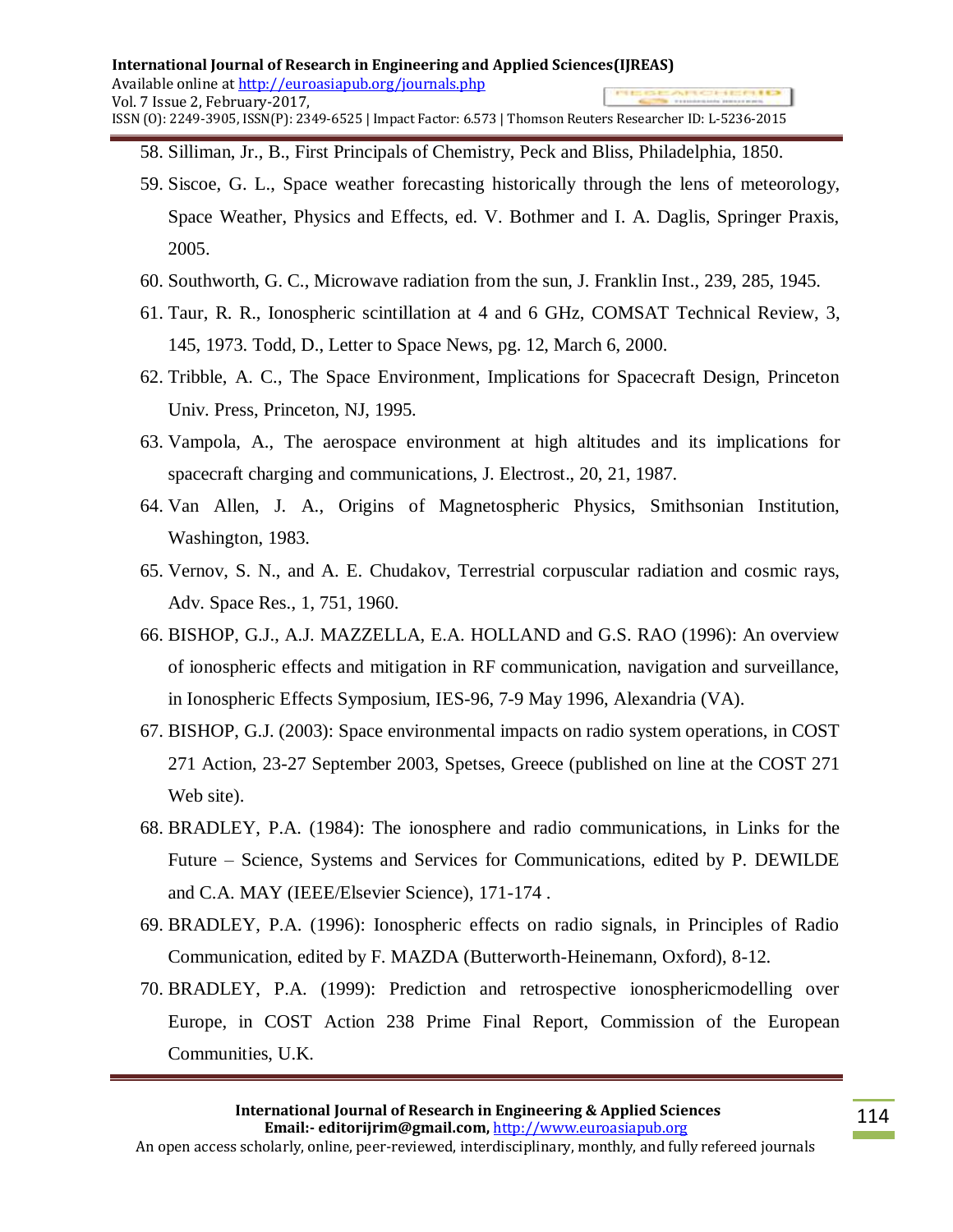58. Silliman, Jr., B., First Principals of Chemistry, Peck and Bliss, Philadelphia, 1850.
59. Siscoe, G. L., Space weather forecasting historically through the lens of meteorology, Space Weather, Physics and Effects, ed. V. Bothmer and I. A. Daglis, Springer Praxis, 2005.
60. Southworth, G. C., Microwave radiation from the sun, J. Franklin Inst., 239, 285, 1945.
61. Taur, R. R., Ionospheric scintillation at 4 and 6 GHz, COMSAT Technical Review, 3, 145, 1973. Todd, D., Letter to Space News, pg. 12, March 6, 2000.
62. Tribble, A. C., The Space Environment, Implications for Spacecraft Design, Princeton Univ. Press, Princeton, NJ, 1995.
63. Vampola, A., The aerospace environment at high altitudes and its implications for spacecraft charging and communications, J. Electrost., 20, 21, 1987.
64. Van Allen, J. A., Origins of Magnetospheric Physics, Smithsonian Institution, Washington, 1983.
65. Vernov, S. N., and A. E. Chudakov, Terrestrial corpuscular radiation and cosmic rays, Adv. Space Res., 1, 751, 1960.
66. BISHOP, G.J., A.J. MAZZELLA, E.A. HOLLAND and G.S. RAO (1996): An overview of ionospheric effects and mitigation in RF communication, navigation and surveillance, in Ionospheric Effects Symposium, IES-96, 7-9 May 1996, Alexandria (VA).
67. BISHOP, G.J. (2003): Space environmental impacts on radio system operations, in COST 271 Action, 23-27 September 2003, Spetses, Greece (published on line at the COST 271 Web site).
68. BRADLEY, P.A. (1984): The ionosphere and radio communications, in Links for the Future – Science, Systems and Services for Communications, edited by P. DEWILDE and C.A. MAY (IEEE/Elsevier Science), 171-174 .
69. BRADLEY, P.A. (1996): Ionospheric effects on radio signals, in Principles of Radio Communication, edited by F. MAZDA (Butterworth-Heinemann, Oxford), 8-12.
70. BRADLEY, P.A. (1999): Prediction and retrospective ionosphericmodelling over Europe, in COST Action 238 Prime Final Report, Commission of the European Communities, U.K.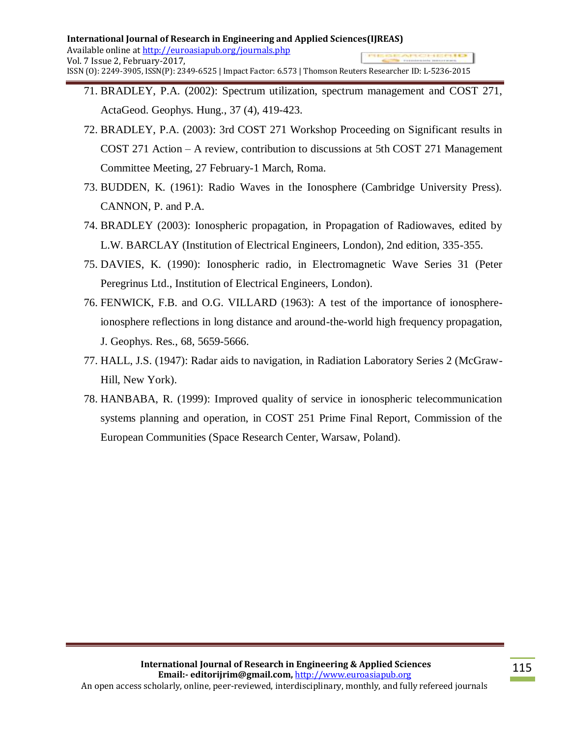71. BRADLEY, P.A. (2002): Spectrum utilization, spectrum management and COST 271, ActaGeod. Geophys. Hung., 37 (4), 419-423.
72. BRADLEY, P.A. (2003): 3rd COST 271 Workshop Proceeding on Significant results in COST 271 Action – A review, contribution to discussions at 5th COST 271 Management Committee Meeting, 27 February-1 March, Roma.
73. BUDDEN, K. (1961): Radio Waves in the Ionosphere (Cambridge University Press). CANNON, P. and P.A.
74. BRADLEY (2003): Ionospheric propagation, in Propagation of Radiowaves, edited by L.W. BARCLAY (Institution of Electrical Engineers, London), 2nd edition, 335-355.
75. DAVIES, K. (1990): Ionospheric radio, in Electromagnetic Wave Series 31 (Peter Peregrinus Ltd., Institution of Electrical Engineers, London).
76. FENWICK, F.B. and O.G. VILLARD (1963): A test of the importance of ionosphere-ionosphere reflections in long distance and around-the-world high frequency propagation, J. Geophys. Res., 68, 5659-5666.
77. HALL, J.S. (1947): Radar aids to navigation, in Radiation Laboratory Series 2 (McGraw-Hill, New York).
78. HANBABA, R. (1999): Improved quality of service in ionospheric telecommunication systems planning and operation, in COST 251 Prime Final Report, Commission of the European Communities (Space Research Center, Warsaw, Poland).